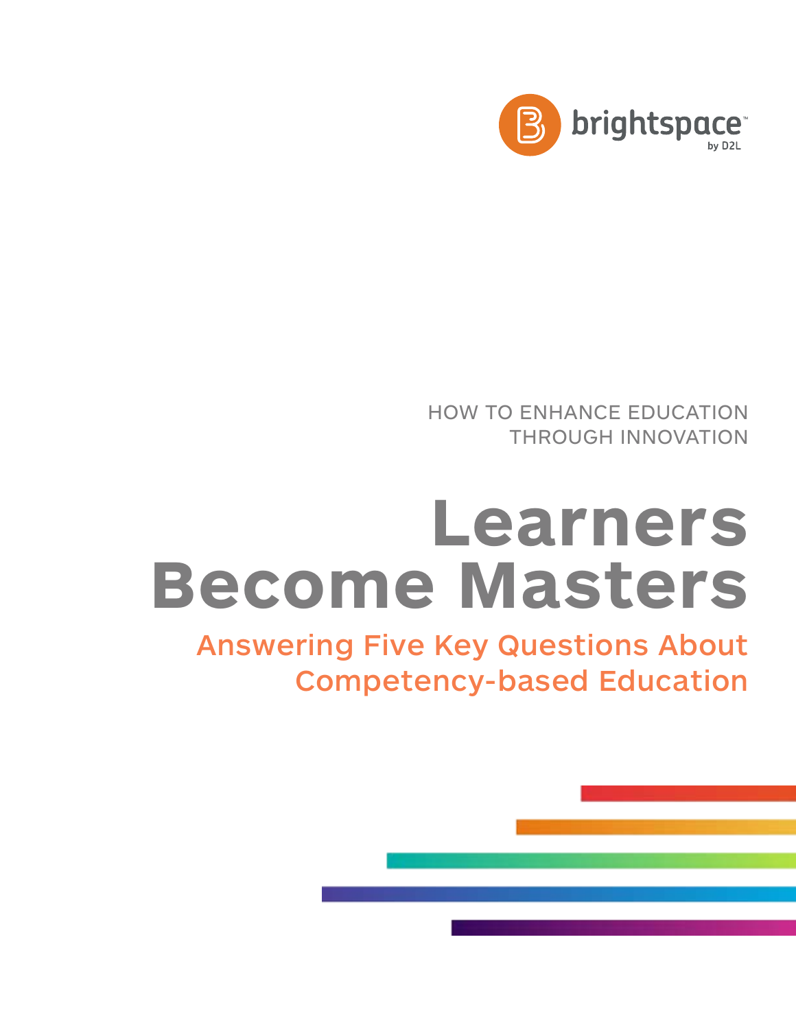brightspace by D2L

HOW TO ENHANCE EDUCATION THROUGH INNOVATION

# Learners Become Masters

## Answering Five Key Questions About Competency-based Education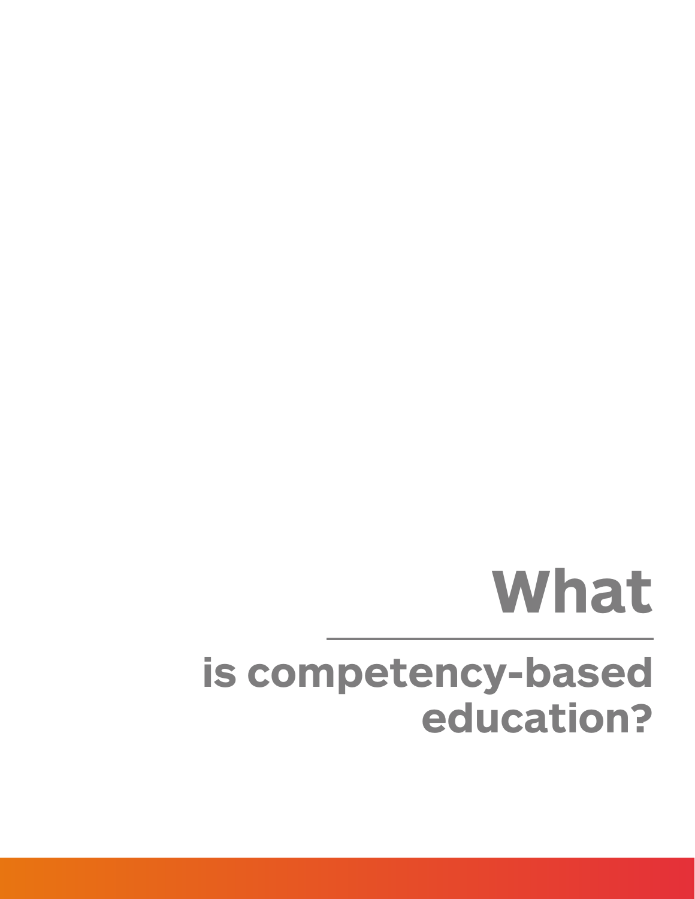# What

## is competency-based education?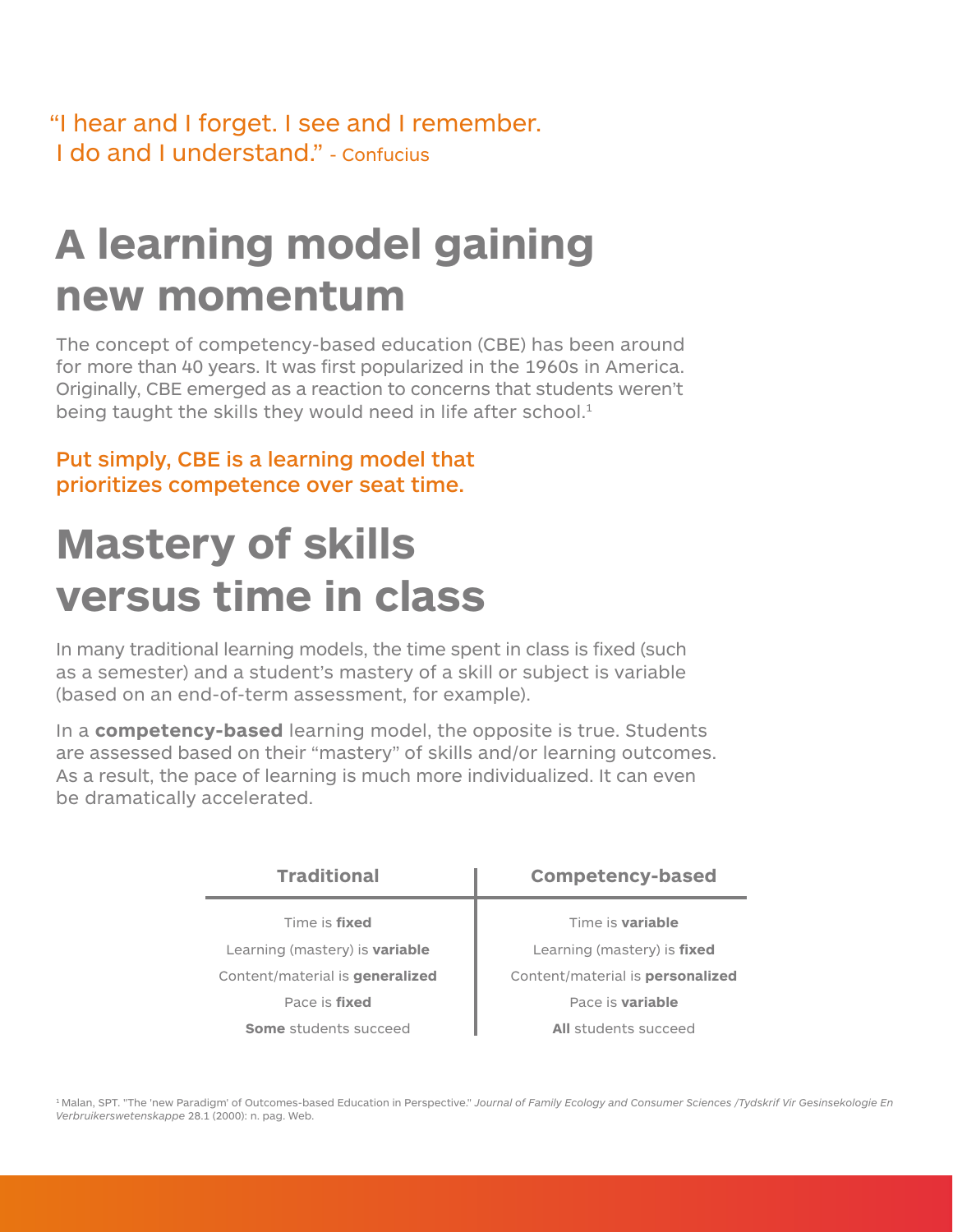"I hear and I forget. I see and I remember. I do and I understand." - Confucius

# A learning model gaining new momentum

The concept of competency-based education (CBE) has been around for more than 40 years. It was first popularized in the 1960s in America. Originally, CBE emerged as a reaction to concerns that students weren't being taught the skills they would need in life after school.[1]

Put simply, CBE is a learning model that prioritizes competence over seat time.

# Mastery of skills versus time in class

In many traditional learning models, the time spent in class is fixed (such as a semester) and a student's mastery of a skill or subject is variable (based on an end-of-term assessment, for example).

In a **competency-based** learning model, the opposite is true. Students are assessed based on their "mastery" of skills and/or learning outcomes. As a result, the pace of learning is much more individualized. It can even be dramatically accelerated.

| Traditional | Competency-based |
|---|---|
| Time is **fixed** | Time is **variable** |
| Learning (mastery) is **variable** | Learning (mastery) is **fixed** |
| Content/material is **generalized** | Content/material is **personalized** |
| Pace is **fixed** | Pace is **variable** |
| **Some** students succeed | **All** students succeed |

[1] Malan, SPT. "The 'new Paradigm' of Outcomes-based Education in Perspective." *Journal of Family Ecology and Consumer Sciences /Tydskrif Vir Gesinsekologie En Verbruikerswetenskappe* 28.1 (2000): n. pag. Web.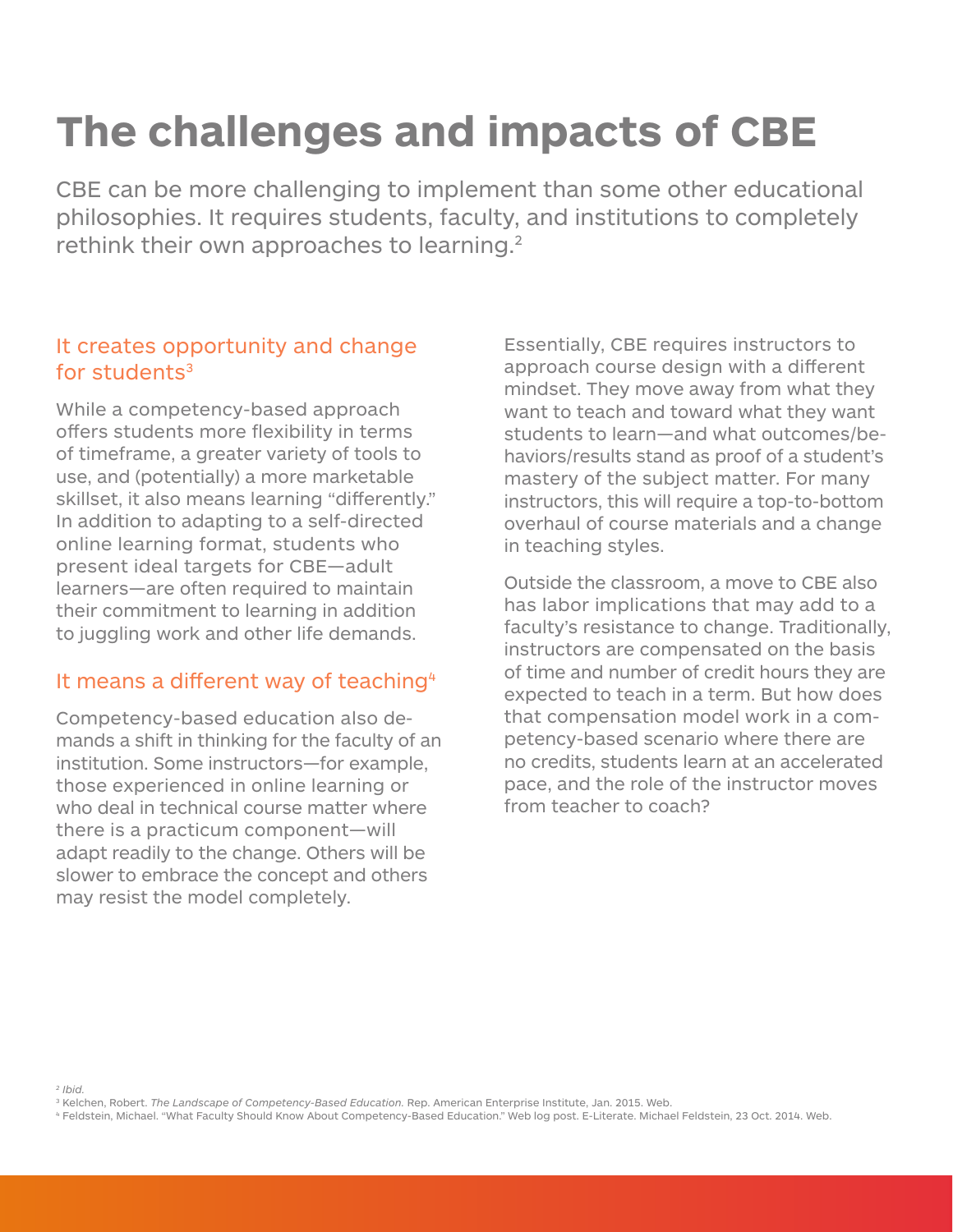# The challenges and impacts of CBE

CBE can be more challenging to implement than some other educational philosophies. It requires students, faculty, and institutions to completely rethink their own approaches to learning.[2]

## It creates opportunity and change for students[3]

While a competency-based approach offers students more flexibility in terms of timeframe, a greater variety of tools to use, and (potentially) a more marketable skillset, it also means learning "differently." In addition to adapting to a self-directed online learning format, students who present ideal targets for CBE—adult learners—are often required to maintain their commitment to learning in addition to juggling work and other life demands.

## It means a different way of teaching[4]

Competency-based education also demands a shift in thinking for the faculty of an institution. Some instructors—for example, those experienced in online learning or who deal in technical course matter where there is a practicum component—will adapt readily to the change. Others will be slower to embrace the concept and others may resist the model completely.

Essentially, CBE requires instructors to approach course design with a different mindset. They move away from what they want to teach and toward what they want students to learn—and what outcomes/behaviors/results stand as proof of a student's mastery of the subject matter. For many instructors, this will require a top-to-bottom overhaul of course materials and a change in teaching styles.

Outside the classroom, a move to CBE also has labor implications that may add to a faculty's resistance to change. Traditionally, instructors are compensated on the basis of time and number of credit hours they are expected to teach in a term. But how does that compensation model work in a competency-based scenario where there are no credits, students learn at an accelerated pace, and the role of the instructor moves from teacher to coach?

---

[2] *Ibid.*

[3] Kelchen, Robert. *The Landscape of Competency-Based Education.* Rep. American Enterprise Institute, Jan. 2015. Web.

[4] Feldstein, Michael. "What Faculty Should Know About Competency-Based Education." Web log post. E-Literate. Michael Feldstein, 23 Oct. 2014. Web.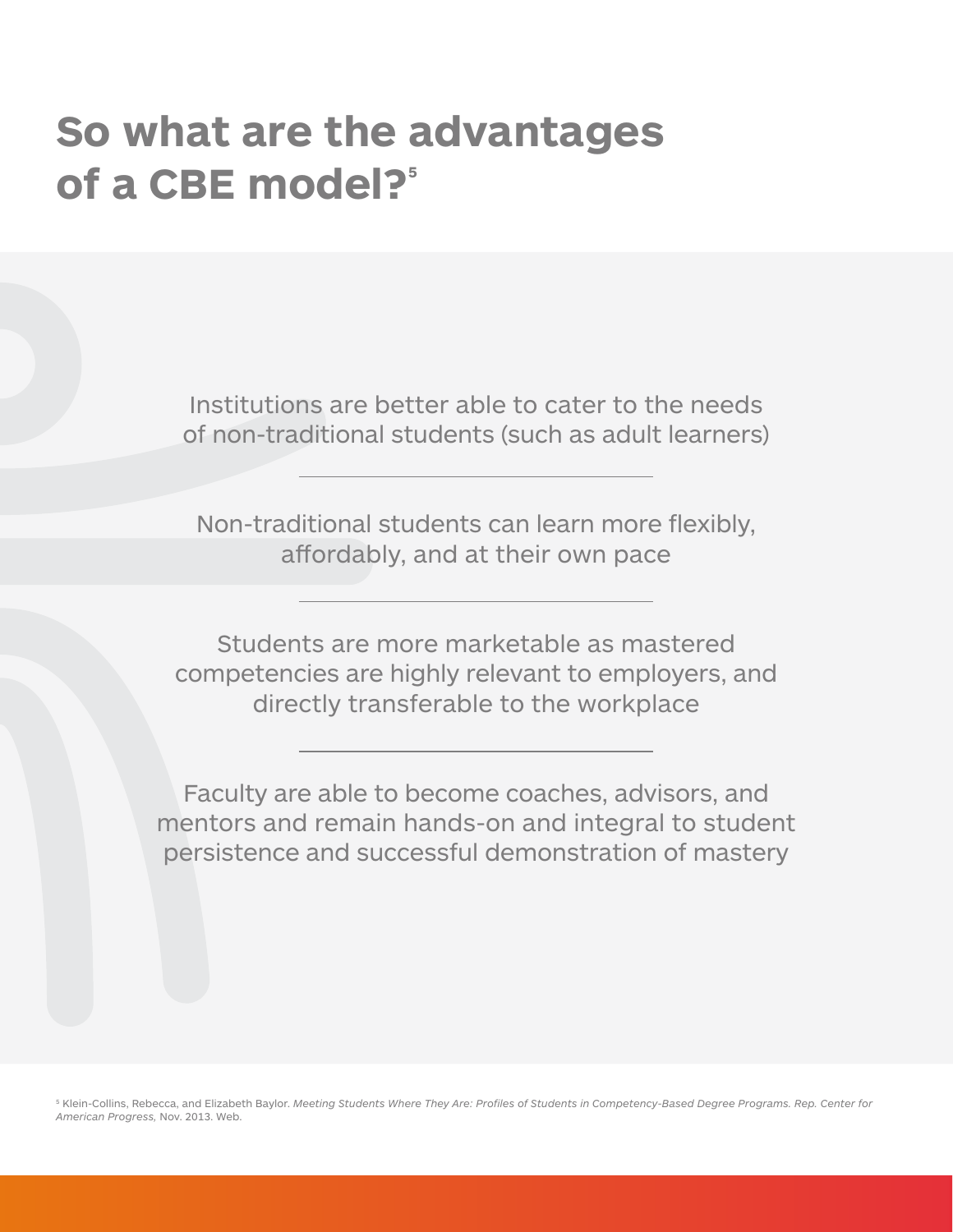# So what are the advantages of a CBE model?[5]

Institutions are better able to cater to the needs of non-traditional students (such as adult learners)

---

Non-traditional students can learn more flexibly, affordably, and at their own pace

---

Students are more marketable as mastered competencies are highly relevant to employers, and directly transferable to the workplace

---

Faculty are able to become coaches, advisors, and mentors and remain hands-on and integral to student persistence and successful demonstration of mastery

[5] Klein-Collins, Rebecca, and Elizabeth Baylor. *Meeting Students Where They Are: Profiles of Students in Competency-Based Degree Programs. Rep. Center for American Progress,* Nov. 2013. Web.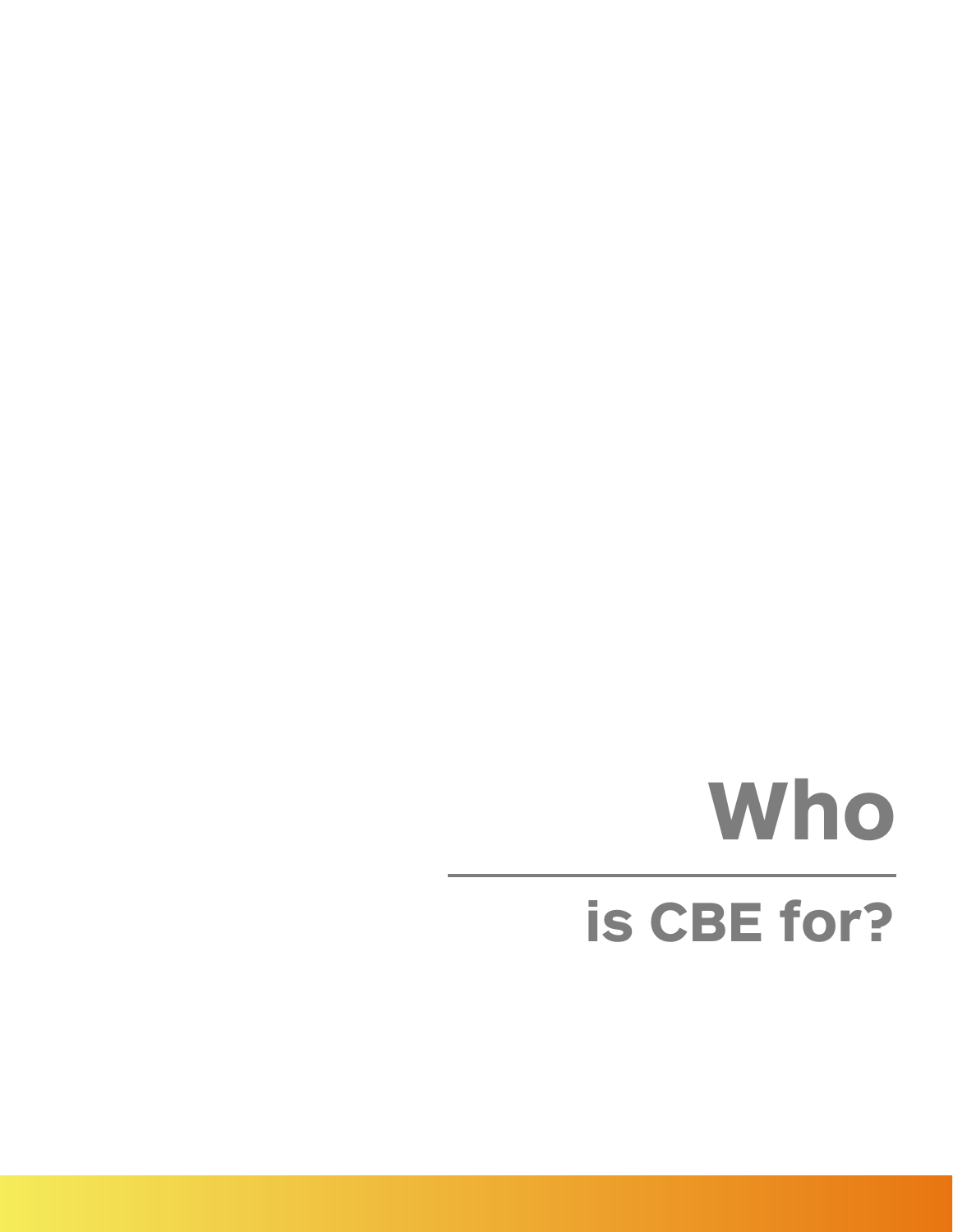# Who

## is CBE for?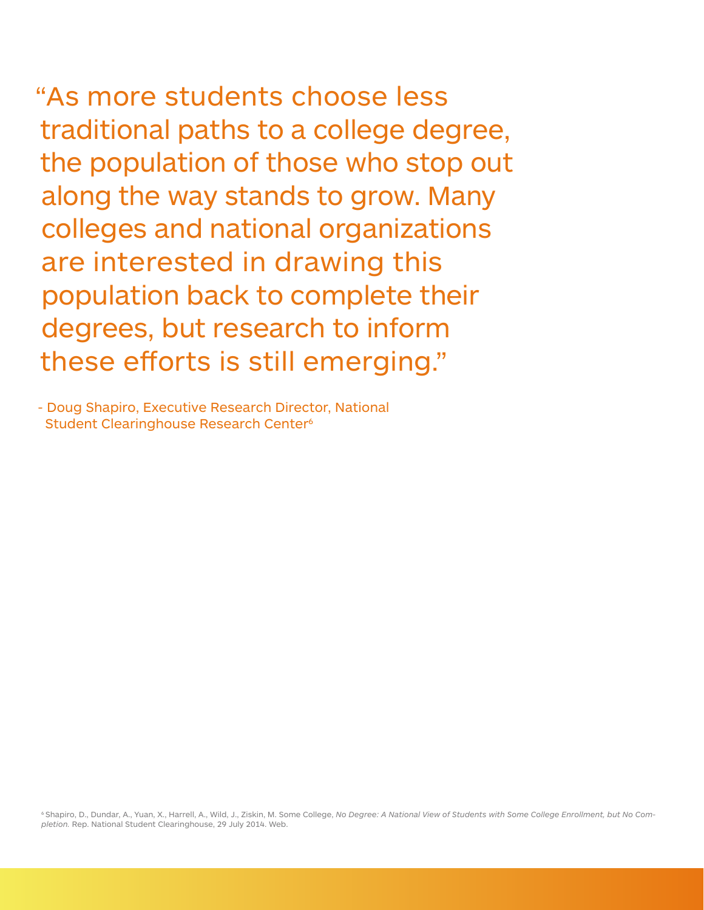> "As more students choose less traditional paths to a college degree, the population of those who stop out along the way stands to grow. Many colleges and national organizations are interested in drawing this population back to complete their degrees, but research to inform these efforts is still emerging."
>
> \- Doug Shapiro, Executive Research Director, National Student Clearinghouse Research Center[6]

[6] Shapiro, D., Dundar, A., Yuan, X., Harrell, A., Wild, J., Ziskin, M. Some College, *No Degree: A National View of Students with Some College Enrollment, but No Completion.* Rep. National Student Clearinghouse, 29 July 2014. Web.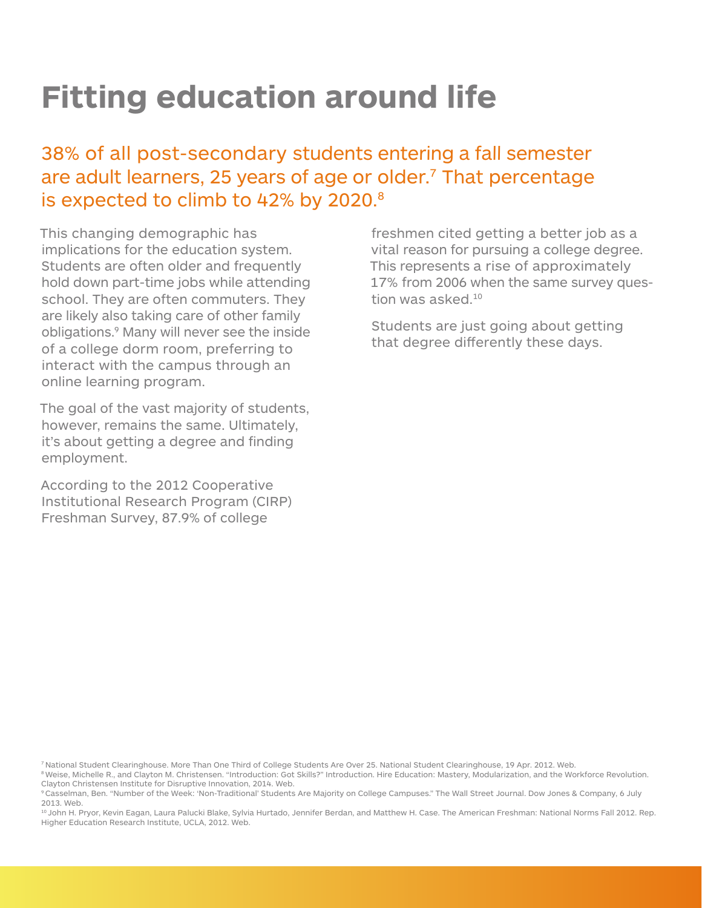# Fitting education around life

38% of all post-secondary students entering a fall semester are adult learners, 25 years of age or older.[7] That percentage is expected to climb to 42% by 2020.[8]

This changing demographic has implications for the education system. Students are often older and frequently hold down part-time jobs while attending school. They are often commuters. They are likely also taking care of other family obligations.[9] Many will never see the inside of a college dorm room, preferring to interact with the campus through an online learning program.

The goal of the vast majority of students, however, remains the same. Ultimately, it's about getting a degree and finding employment.

According to the 2012 Cooperative Institutional Research Program (CIRP) Freshman Survey, 87.9% of college freshmen cited getting a better job as a vital reason for pursuing a college degree. This represents a rise of approximately 17% from 2006 when the same survey question was asked.[10]

Students are just going about getting that degree differently these days.

[7] National Student Clearinghouse. More Than One Third of College Students Are Over 25. National Student Clearinghouse, 19 Apr. 2012. Web.
[8] Weise, Michelle R., and Clayton M. Christensen. "Introduction: Got Skills?" Introduction. Hire Education: Mastery, Modularization, and the Workforce Revolution. Clayton Christensen Institute for Disruptive Innovation, 2014. Web.
[9] Casselman, Ben. "Number of the Week: 'Non-Traditional' Students Are Majority on College Campuses." The Wall Street Journal. Dow Jones & Company, 6 July 2013. Web.
[10] John H. Pryor, Kevin Eagan, Laura Palucki Blake, Sylvia Hurtado, Jennifer Berdan, and Matthew H. Case. The American Freshman: National Norms Fall 2012. Rep. Higher Education Research Institute, UCLA, 2012. Web.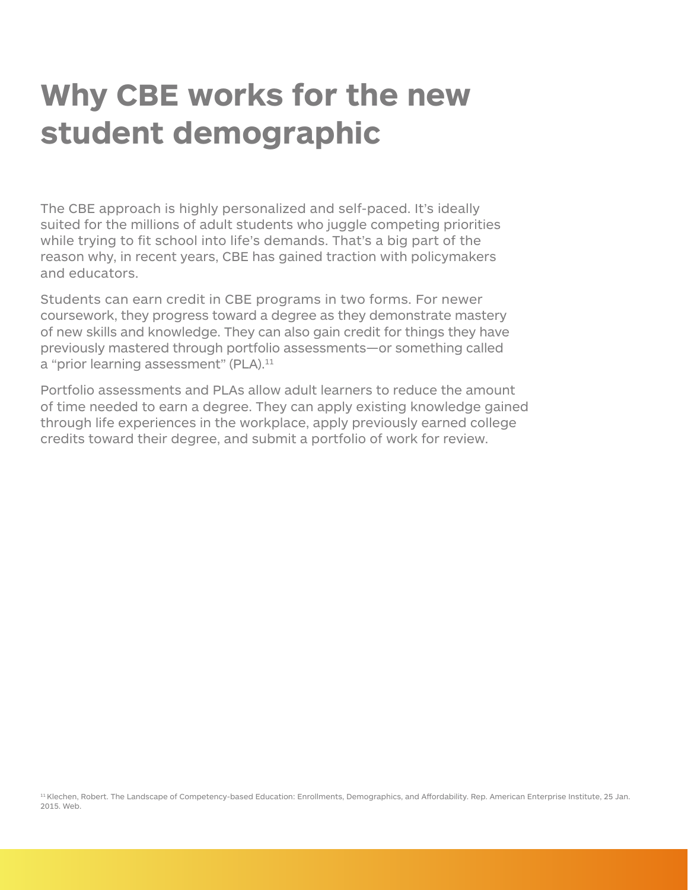# Why CBE works for the new student demographic

The CBE approach is highly personalized and self-paced. It's ideally suited for the millions of adult students who juggle competing priorities while trying to fit school into life's demands. That's a big part of the reason why, in recent years, CBE has gained traction with policymakers and educators.

Students can earn credit in CBE programs in two forms. For newer coursework, they progress toward a degree as they demonstrate mastery of new skills and knowledge. They can also gain credit for things they have previously mastered through portfolio assessments—or something called a "prior learning assessment" (PLA).[11]

Portfolio assessments and PLAs allow adult learners to reduce the amount of time needed to earn a degree. They can apply existing knowledge gained through life experiences in the workplace, apply previously earned college credits toward their degree, and submit a portfolio of work for review.

[11] Klechen, Robert. The Landscape of Competency-based Education: Enrollments, Demographics, and Affordability. Rep. American Enterprise Institute, 25 Jan. 2015. Web.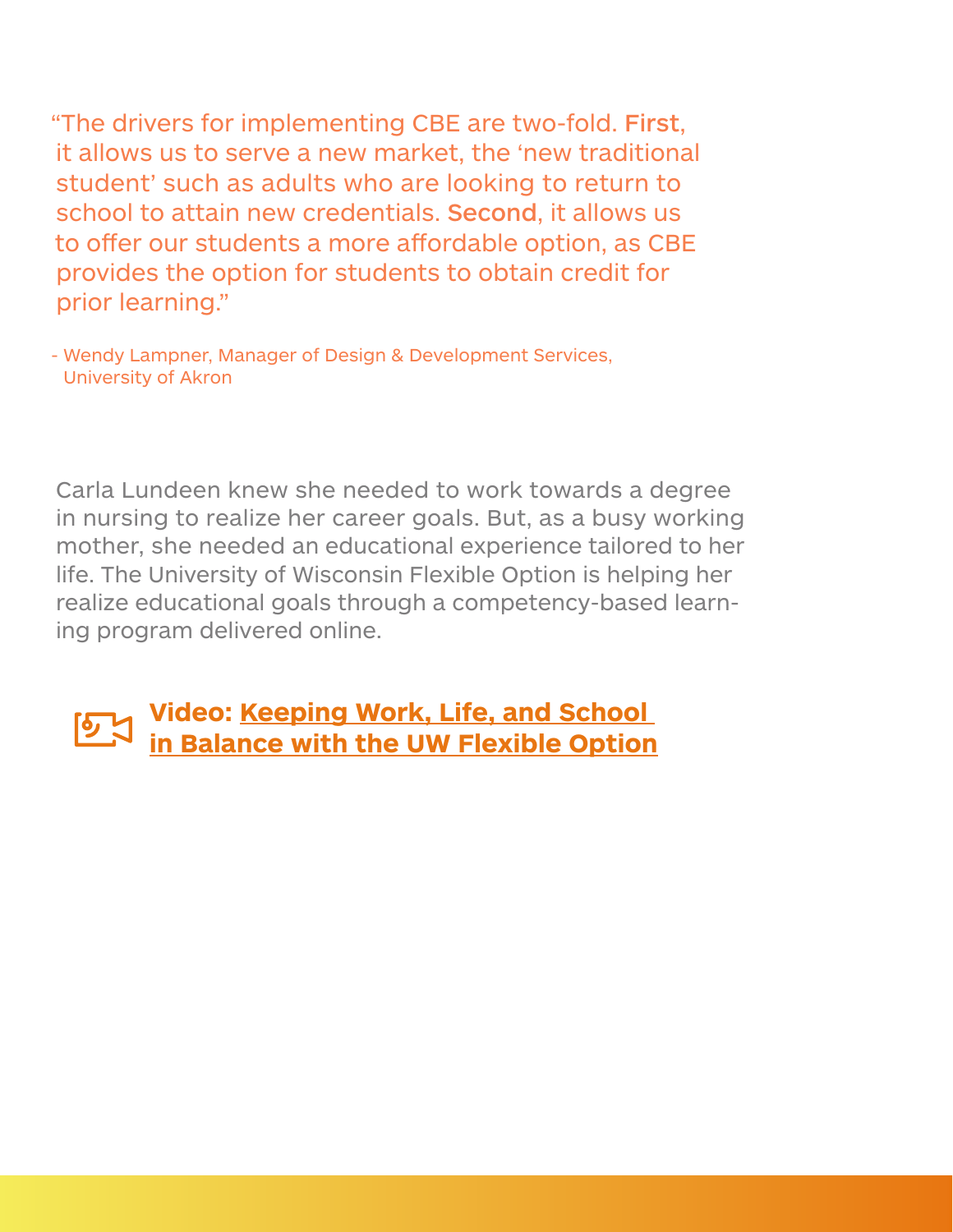> "The drivers for implementing CBE are two-fold. **First**, it allows us to serve a new market, the 'new traditional student' such as adults who are looking to return to school to attain new credentials. **Second**, it allows us to offer our students a more affordable option, as CBE provides the option for students to obtain credit for prior learning."
>
> - Wendy Lampner, Manager of Design & Development Services, University of Akron

Carla Lundeen knew she needed to work towards a degree in nursing to realize her career goals. But, as a busy working mother, she needed an educational experience tailored to her life. The University of Wisconsin Flexible Option is helping her realize educational goals through a competency-based learning program delivered online.

**Video: Keeping Work, Life, and School in Balance with the UW Flexible Option**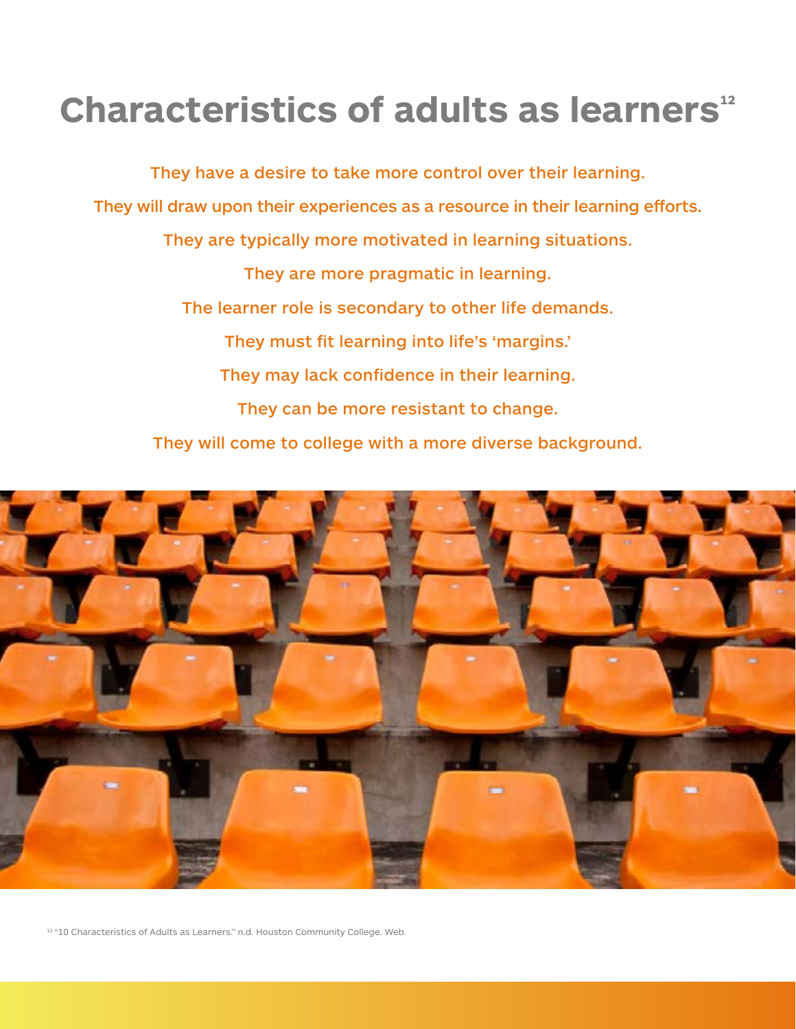# Characteristics of adults as learners[12]

They have a desire to take more control over their learning.

They will draw upon their experiences as a resource in their learning efforts.

They are typically more motivated in learning situations.

They are more pragmatic in learning.

The learner role is secondary to other life demands.

They must fit learning into life's 'margins.'

They may lack confidence in their learning.

They can be more resistant to change.

They will come to college with a more diverse background.

[12] "10 Characteristics of Adults as Learners." n.d. Houston Community College. Web.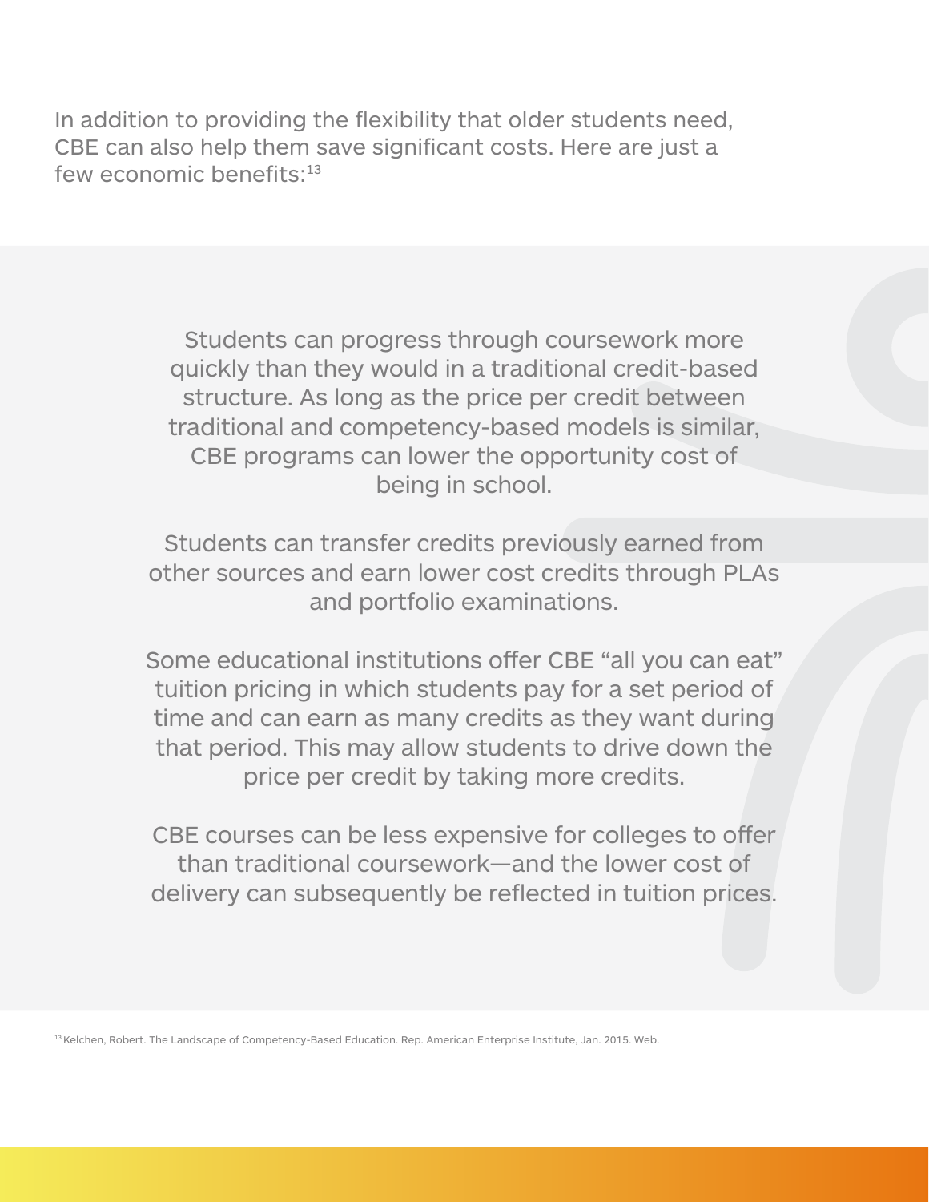In addition to providing the flexibility that older students need, CBE can also help them save significant costs. Here are just a few economic benefits:[13]

Students can progress through coursework more quickly than they would in a traditional credit-based structure. As long as the price per credit between traditional and competency-based models is similar, CBE programs can lower the opportunity cost of being in school.

Students can transfer credits previously earned from other sources and earn lower cost credits through PLAs and portfolio examinations.

Some educational institutions offer CBE “all you can eat” tuition pricing in which students pay for a set period of time and can earn as many credits as they want during that period. This may allow students to drive down the price per credit by taking more credits.

CBE courses can be less expensive for colleges to offer than traditional coursework—and the lower cost of delivery can subsequently be reflected in tuition prices.

[13] Kelchen, Robert. The Landscape of Competency-Based Education. Rep. American Enterprise Institute, Jan. 2015. Web.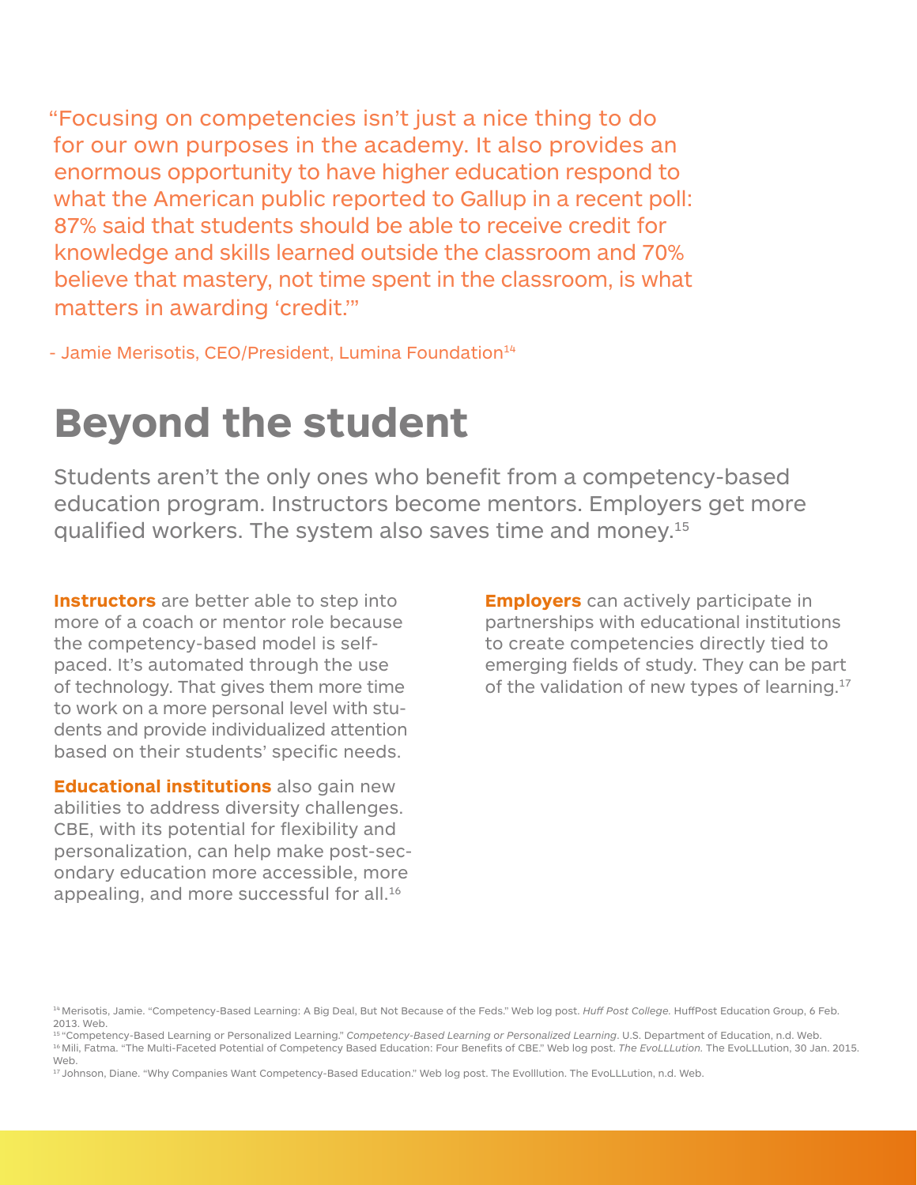"Focusing on competencies isn't just a nice thing to do for our own purposes in the academy. It also provides an enormous opportunity to have higher education respond to what the American public reported to Gallup in a recent poll: 87% said that students should be able to receive credit for knowledge and skills learned outside the classroom and 70% believe that mastery, not time spent in the classroom, is what matters in awarding 'credit.'"

- Jamie Merisotis, CEO/President, Lumina Foundation[14]

# Beyond the student

Students aren't the only ones who benefit from a competency-based education program. Instructors become mentors. Employers get more qualified workers. The system also saves time and money.[15]

**Instructors** are better able to step into more of a coach or mentor role because the competency-based model is self-paced. It's automated through the use of technology. That gives them more time to work on a more personal level with students and provide individualized attention based on their students' specific needs.

**Educational institutions** also gain new abilities to address diversity challenges. CBE, with its potential for flexibility and personalization, can help make post-secondary education more accessible, more appealing, and more successful for all.[16]

**Employers** can actively participate in partnerships with educational institutions to create competencies directly tied to emerging fields of study. They can be part of the validation of new types of learning.[17]

[14] Merisotis, Jamie. "Competency-Based Learning: A Big Deal, But Not Because of the Feds." Web log post. *Huff Post College.* HuffPost Education Group, 6 Feb. 2013. Web.

[15] "Competency-Based Learning or Personalized Learning." *Competency-Based Learning or Personalized Learning*. U.S. Department of Education, n.d. Web.

[16] Mili, Fatma. "The Multi-Faceted Potential of Competency Based Education: Four Benefits of CBE." Web log post. *The EvoLLLution.* The EvoLLLution, 30 Jan. 2015. Web.

[17] Johnson, Diane. "Why Companies Want Competency-Based Education." Web log post. The Evolllution. The EvoLLLution, n.d. Web.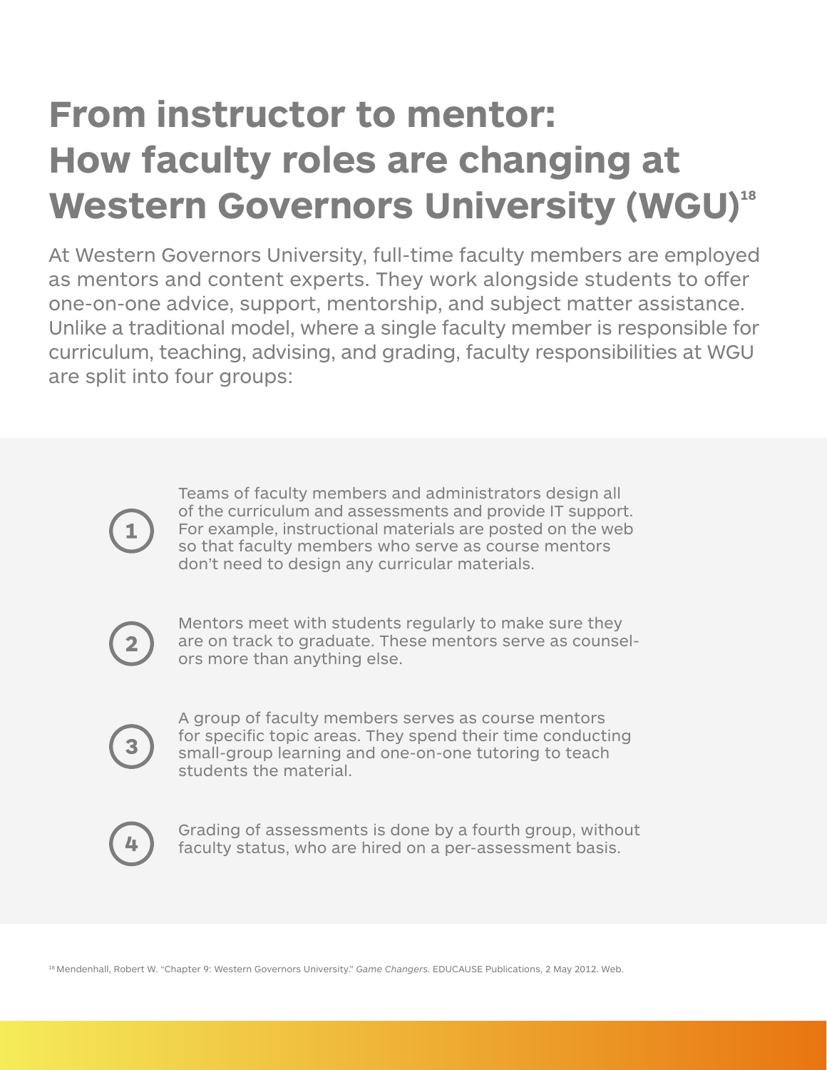# From instructor to mentor: How faculty roles are changing at Western Governors University (WGU)[18]

At Western Governors University, full-time faculty members are employed as mentors and content experts. They work alongside students to offer one-on-one advice, support, mentorship, and subject matter assistance. Unlike a traditional model, where a single faculty member is responsible for curriculum, teaching, advising, and grading, faculty responsibilities at WGU are split into four groups:

1. Teams of faculty members and administrators design all of the curriculum and assessments and provide IT support. For example, instructional materials are posted on the web so that faculty members who serve as course mentors don't need to design any curricular materials.

2. Mentors meet with students regularly to make sure they are on track to graduate. These mentors serve as counselors more than anything else.

3. A group of faculty members serves as course mentors for specific topic areas. They spend their time conducting small-group learning and one-on-one tutoring to teach students the material.

4. Grading of assessments is done by a fourth group, without faculty status, who are hired on a per-assessment basis.

[18] Mendenhall, Robert W. "Chapter 9: Western Governors University." *Game Changers.* EDUCAUSE Publications, 2 May 2012. Web.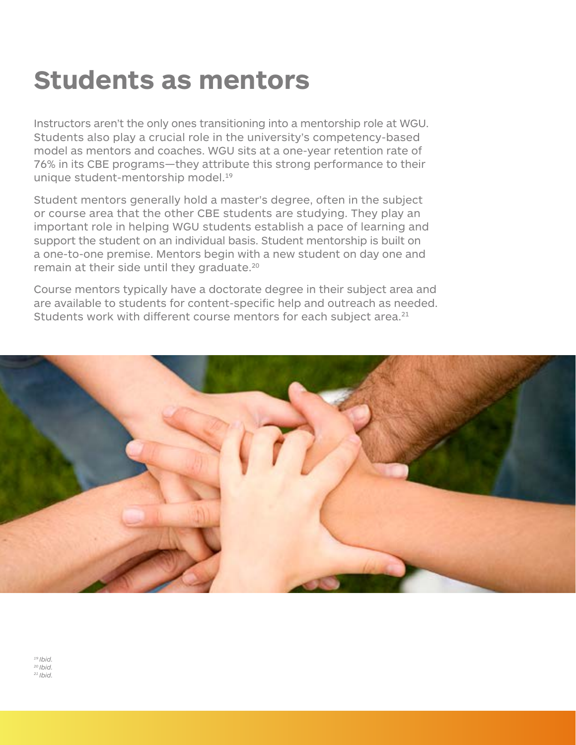# Students as mentors

Instructors aren't the only ones transitioning into a mentorship role at WGU. Students also play a crucial role in the university's competency-based model as mentors and coaches. WGU sits at a one-year retention rate of 76% in its CBE programs—they attribute this strong performance to their unique student-mentorship model.[19]

Student mentors generally hold a master's degree, often in the subject or course area that the other CBE students are studying. They play an important role in helping WGU students establish a pace of learning and support the student on an individual basis. Student mentorship is built on a one-to-one premise. Mentors begin with a new student on day one and remain at their side until they graduate.[20]

Course mentors typically have a doctorate degree in their subject area and are available to students for content-specific help and outreach as needed. Students work with different course mentors for each subject area.[21]

[19] *Ibid.*
[20] *Ibid.*
[21] *Ibid.*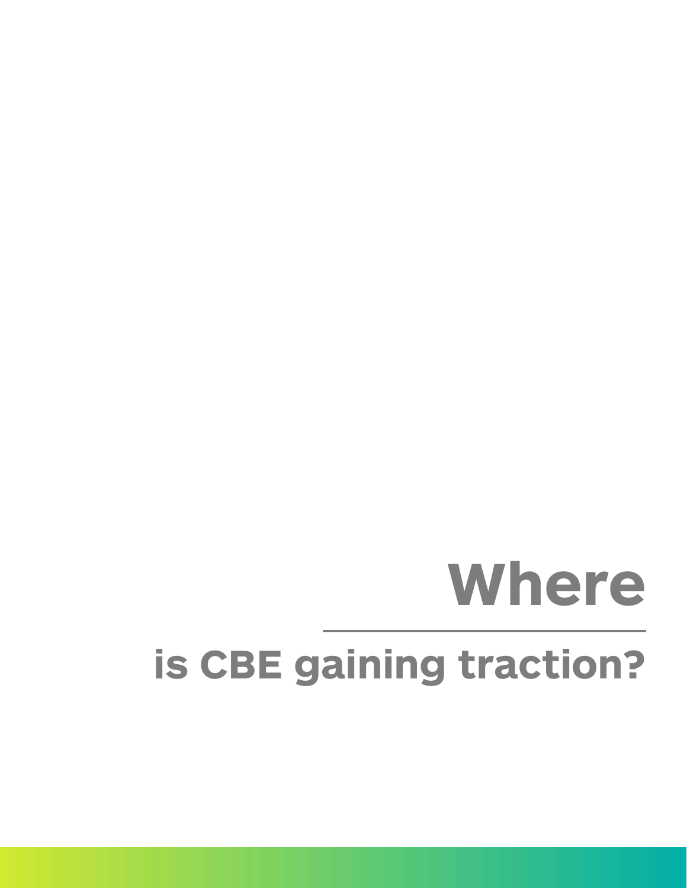# Where

## is CBE gaining traction?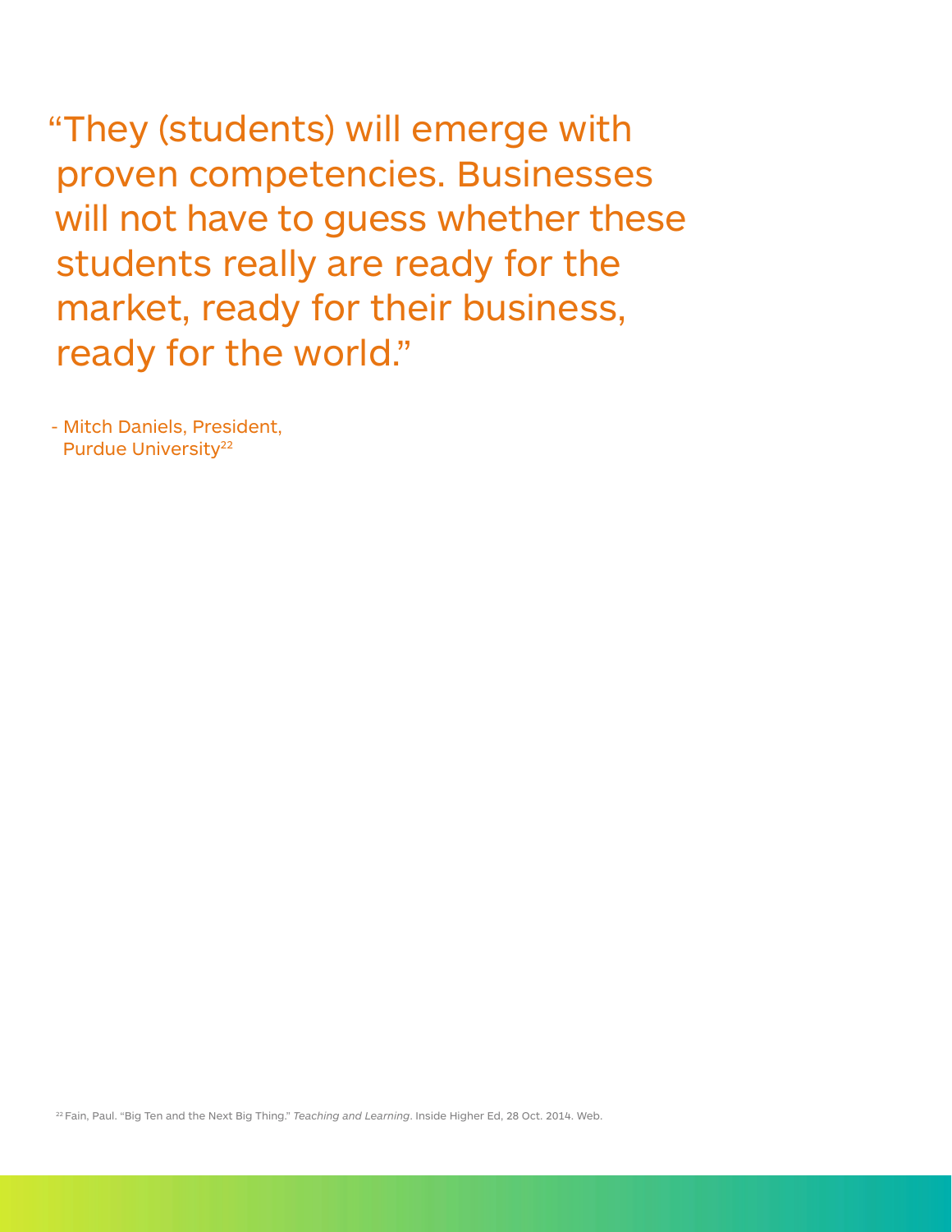"They (students) will emerge with proven competencies. Businesses will not have to guess whether these students really are ready for the market, ready for their business, ready for the world."

- Mitch Daniels, President, Purdue University[22]

[22] Fain, Paul. "Big Ten and the Next Big Thing." *Teaching and Learning*. Inside Higher Ed, 28 Oct. 2014. Web.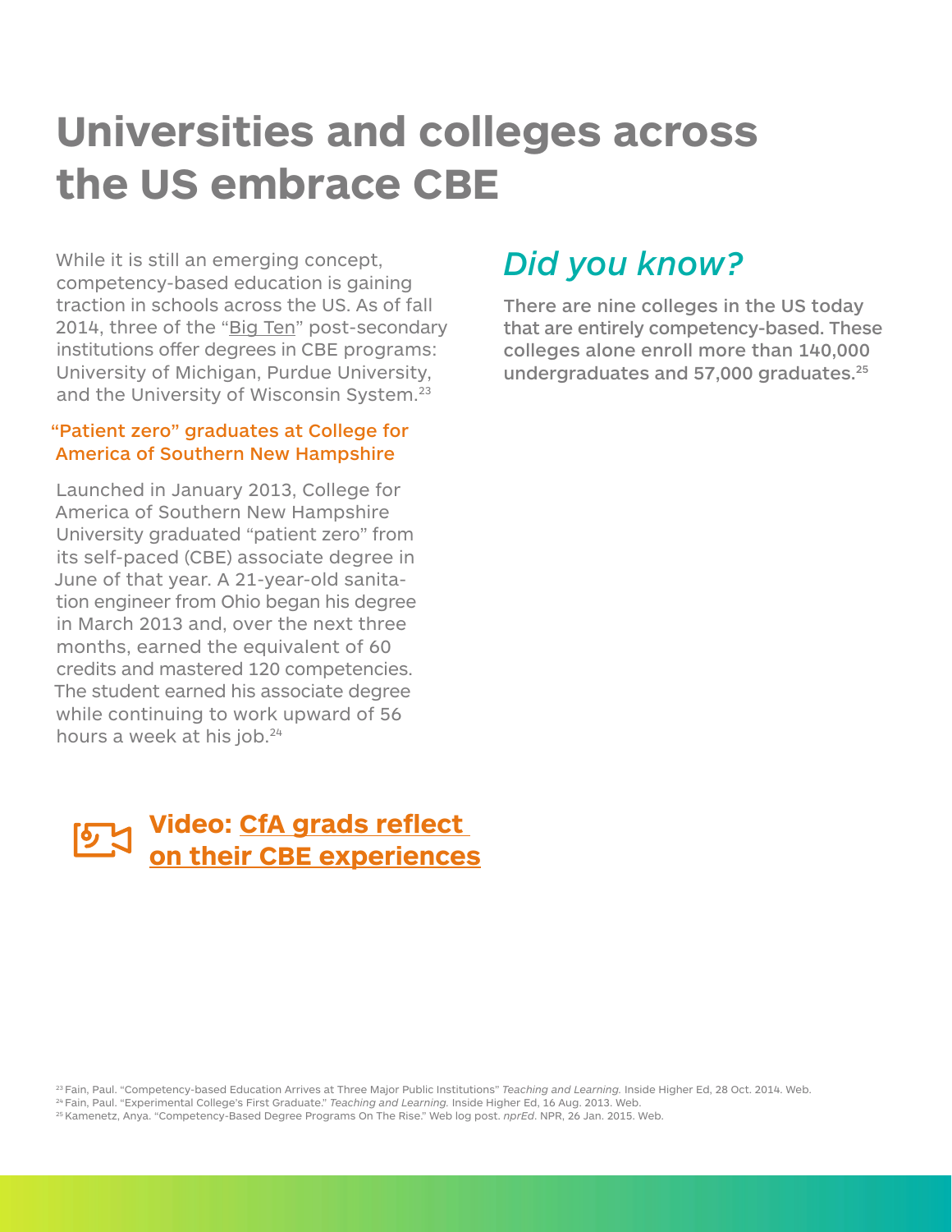# Universities and colleges across the US embrace CBE

While it is still an emerging concept, competency-based education is gaining traction in schools across the US. As of fall 2014, three of the "Big Ten" post-secondary institutions offer degrees in CBE programs: University of Michigan, Purdue University, and the University of Wisconsin System.[23]

### "Patient zero" graduates at College for America of Southern New Hampshire

Launched in January 2013, College for America of Southern New Hampshire University graduated "patient zero" from its self-paced (CBE) associate degree in June of that year. A 21-year-old sanitation engineer from Ohio began his degree in March 2013 and, over the next three months, earned the equivalent of 60 credits and mastered 120 competencies. The student earned his associate degree while continuing to work upward of 56 hours a week at his job.[24]

## *Did you know?*

**There are nine colleges in the US today that are entirely competency-based. These colleges alone enroll more than 140,000 undergraduates and 57,000 graduates.[25]**

**Video: CfA grads reflect on their CBE experiences**

[23] Fain, Paul. "Competency-based Education Arrives at Three Major Public Institutions" *Teaching and Learning.* Inside Higher Ed, 28 Oct. 2014. Web.
[24] Fain, Paul. "Experimental College's First Graduate." *Teaching and Learning.* Inside Higher Ed, 16 Aug. 2013. Web.
[25] Kamenetz, Anya. "Competency-Based Degree Programs On The Rise." Web log post. *nprEd*. NPR, 26 Jan. 2015. Web.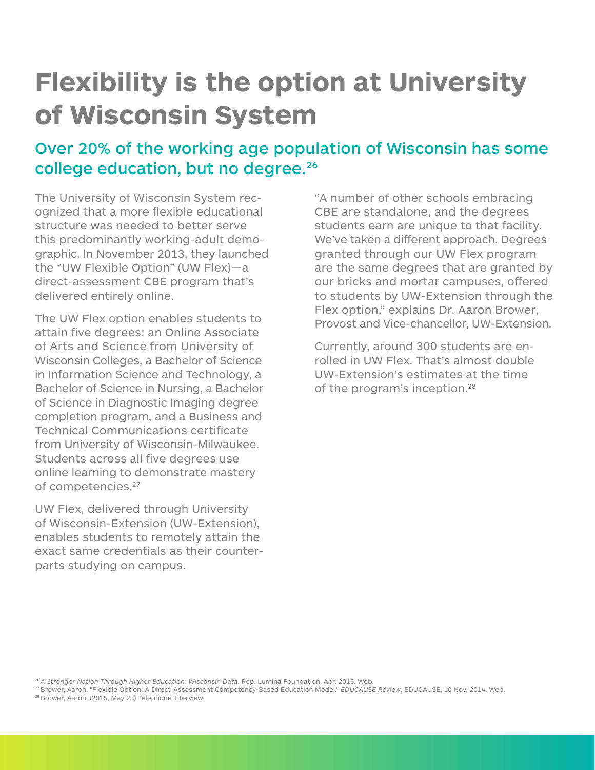# Flexibility is the option at University of Wisconsin System

## Over 20% of the working age population of Wisconsin has some college education, but no degree.[26]

The University of Wisconsin System recognized that a more flexible educational structure was needed to better serve this predominantly working-adult demographic. In November 2013, they launched the "UW Flexible Option" (UW Flex)—a direct-assessment CBE program that's delivered entirely online.

The UW Flex option enables students to attain five degrees: an Online Associate of Arts and Science from University of Wisconsin Colleges, a Bachelor of Science in Information Science and Technology, a Bachelor of Science in Nursing, a Bachelor of Science in Diagnostic Imaging degree completion program, and a Business and Technical Communications certificate from University of Wisconsin-Milwaukee. Students across all five degrees use online learning to demonstrate mastery of competencies.[27]

UW Flex, delivered through University of Wisconsin-Extension (UW-Extension), enables students to remotely attain the exact same credentials as their counterparts studying on campus.

"A number of other schools embracing CBE are standalone, and the degrees students earn are unique to that facility. We've taken a different approach. Degrees granted through our UW Flex program are the same degrees that are granted by our bricks and mortar campuses, offered to students by UW-Extension through the Flex option," explains Dr. Aaron Brower, Provost and Vice-chancellor, UW-Extension.

Currently, around 300 students are enrolled in UW Flex. That's almost double UW-Extension's estimates at the time of the program's inception.[28]

[26] *A Stronger Nation Through Higher Education: Wisconsin Data*. Rep. Lumina Foundation, Apr. 2015. Web.
[27] Brower, Aaron. "Flexible Option: A Direct-Assessment Competency-Based Education Model." *EDUCAUSE Review*. EDUCAUSE, 10 Nov. 2014. Web.
[28] Brower, Aaron, (2015, May 23) Telephone interview.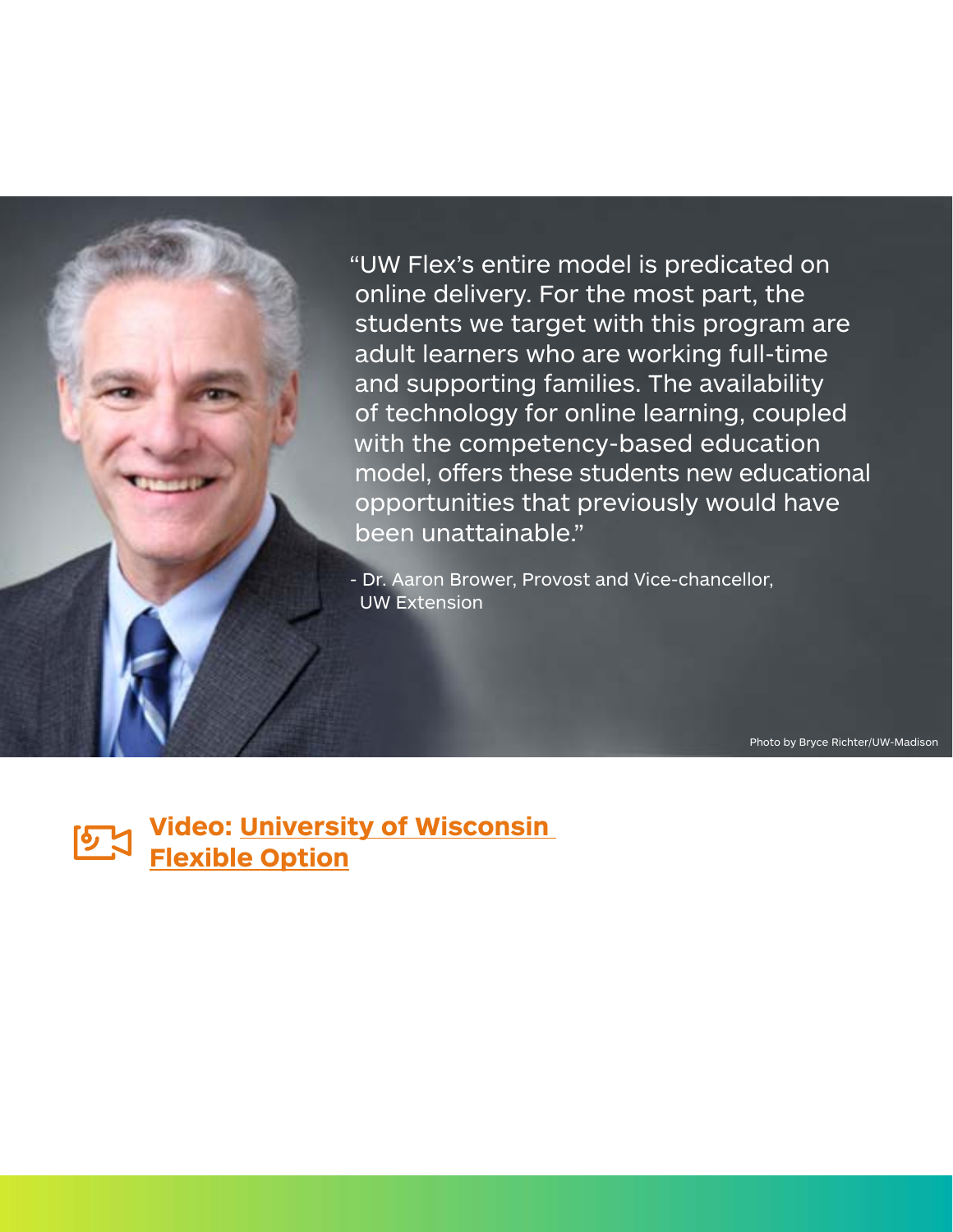> "UW Flex's entire model is predicated on online delivery. For the most part, the students we target with this program are adult learners who are working full-time and supporting families. The availability of technology for online learning, coupled with the competency-based education model, offers these students new educational opportunities that previously would have been unattainable."
>
> - Dr. Aaron Brower, Provost and Vice-chancellor, UW Extension

Photo by Bryce Richter/UW-Madison

**Video: University of Wisconsin Flexible Option**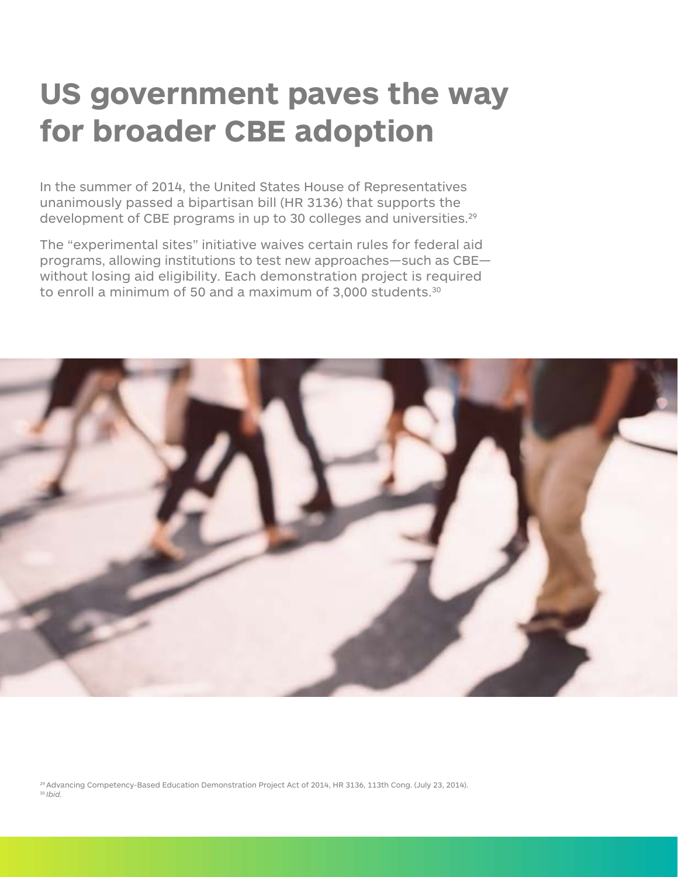# US government paves the way for broader CBE adoption

In the summer of 2014, the United States House of Representatives unanimously passed a bipartisan bill (HR 3136) that supports the development of CBE programs in up to 30 colleges and universities.[29]

The "experimental sites" initiative waives certain rules for federal aid programs, allowing institutions to test new approaches—such as CBE—without losing aid eligibility. Each demonstration project is required to enroll a minimum of 50 and a maximum of 3,000 students.[30]

[29] Advancing Competency-Based Education Demonstration Project Act of 2014, HR 3136, 113th Cong. (July 23, 2014).
[30] *Ibid.*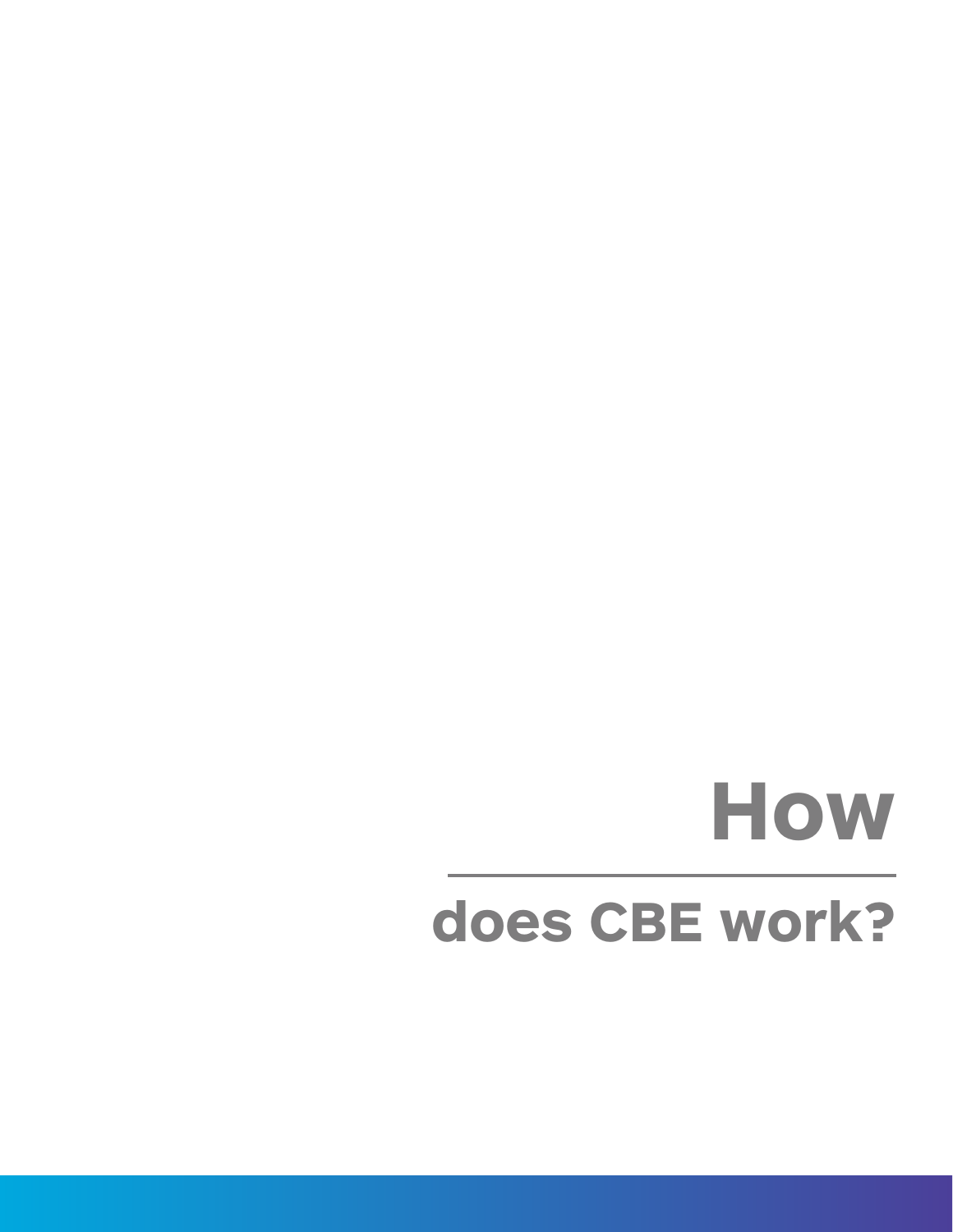# How

## does CBE work?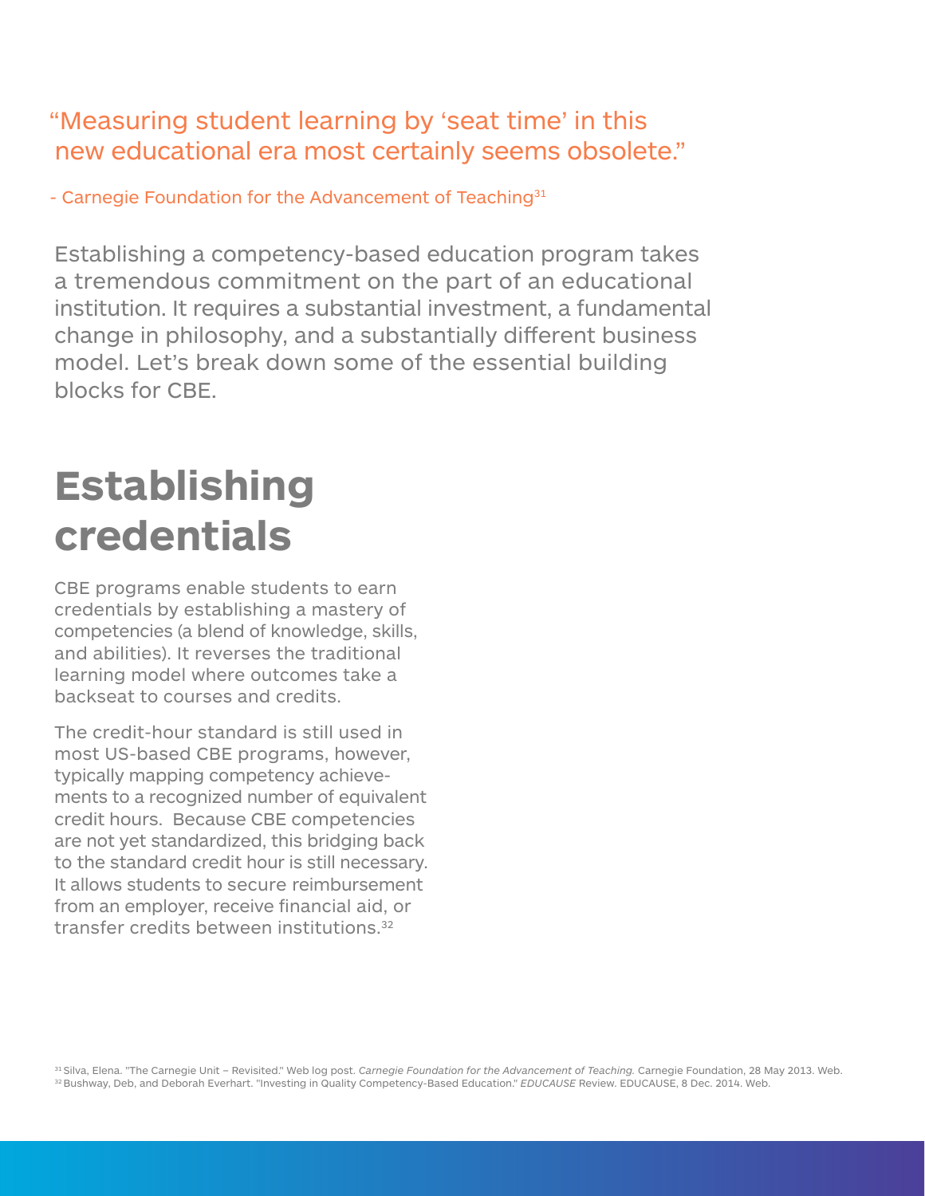"Measuring student learning by 'seat time' in this new educational era most certainly seems obsolete."

\- Carnegie Foundation for the Advancement of Teaching[31]

Establishing a competency-based education program takes a tremendous commitment on the part of an educational institution. It requires a substantial investment, a fundamental change in philosophy, and a substantially different business model. Let's break down some of the essential building blocks for CBE.

# Establishing credentials

CBE programs enable students to earn credentials by establishing a mastery of competencies (a blend of knowledge, skills, and abilities). It reverses the traditional learning model where outcomes take a backseat to courses and credits.

The credit-hour standard is still used in most US-based CBE programs, however, typically mapping competency achievements to a recognized number of equivalent credit hours. Because CBE competencies are not yet standardized, this bridging back to the standard credit hour is still necessary. It allows students to secure reimbursement from an employer, receive financial aid, or transfer credits between institutions.[32]

[31] Silva, Elena. "The Carnegie Unit – Revisited." Web log post. *Carnegie Foundation for the Advancement of Teaching.* Carnegie Foundation, 28 May 2013. Web.
[32] Bushway, Deb, and Deborah Everhart. "Investing in Quality Competency-Based Education." *EDUCAUSE* Review. EDUCAUSE, 8 Dec. 2014. Web.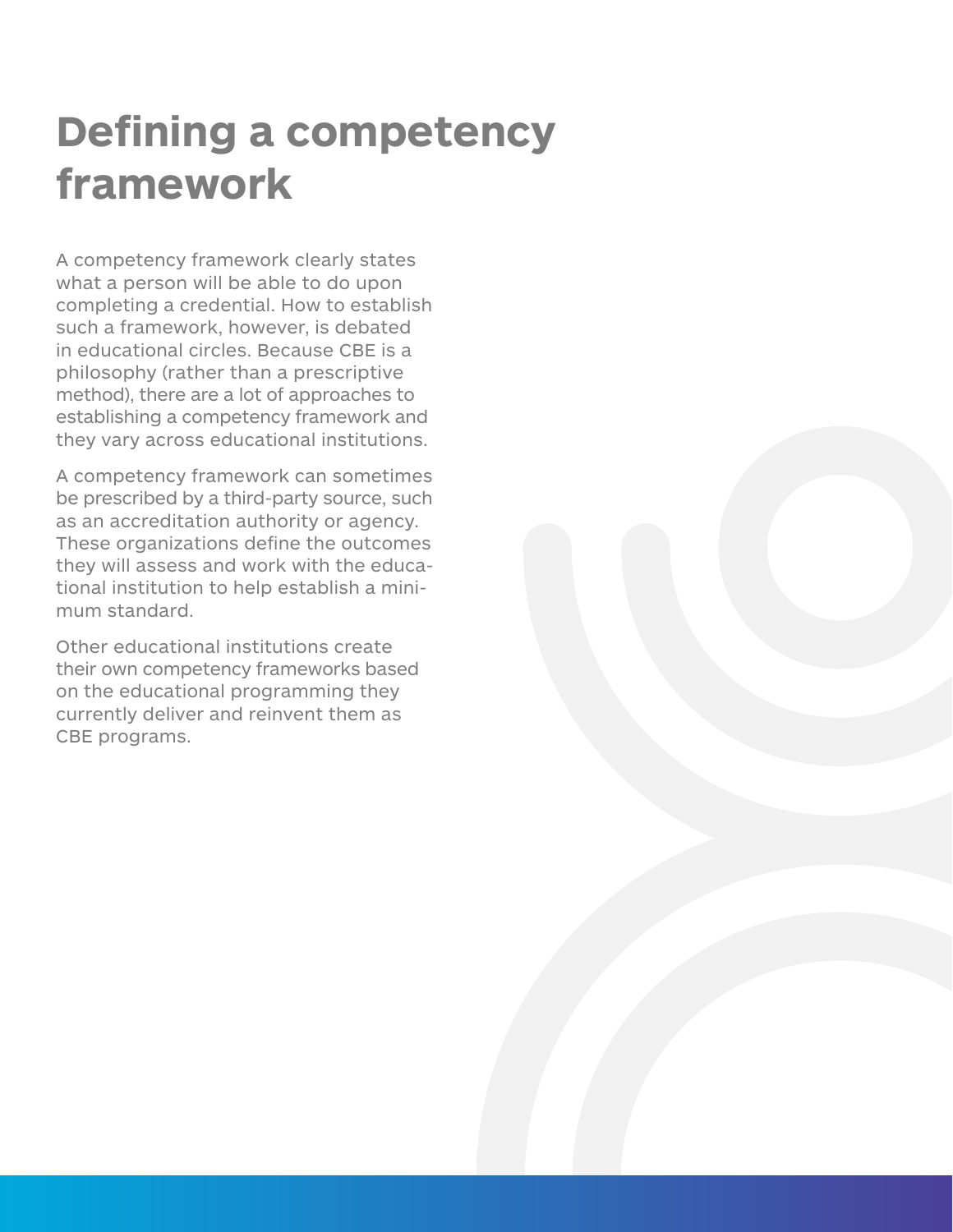# Defining a competency framework

A competency framework clearly states what a person will be able to do upon completing a credential. How to establish such a framework, however, is debated in educational circles. Because CBE is a philosophy (rather than a prescriptive method), there are a lot of approaches to establishing a competency framework and they vary across educational institutions.

A competency framework can sometimes be prescribed by a third-party source, such as an accreditation authority or agency. These organizations define the outcomes they will assess and work with the educational institution to help establish a minimum standard.

Other educational institutions create their own competency frameworks based on the educational programming they currently deliver and reinvent them as CBE programs.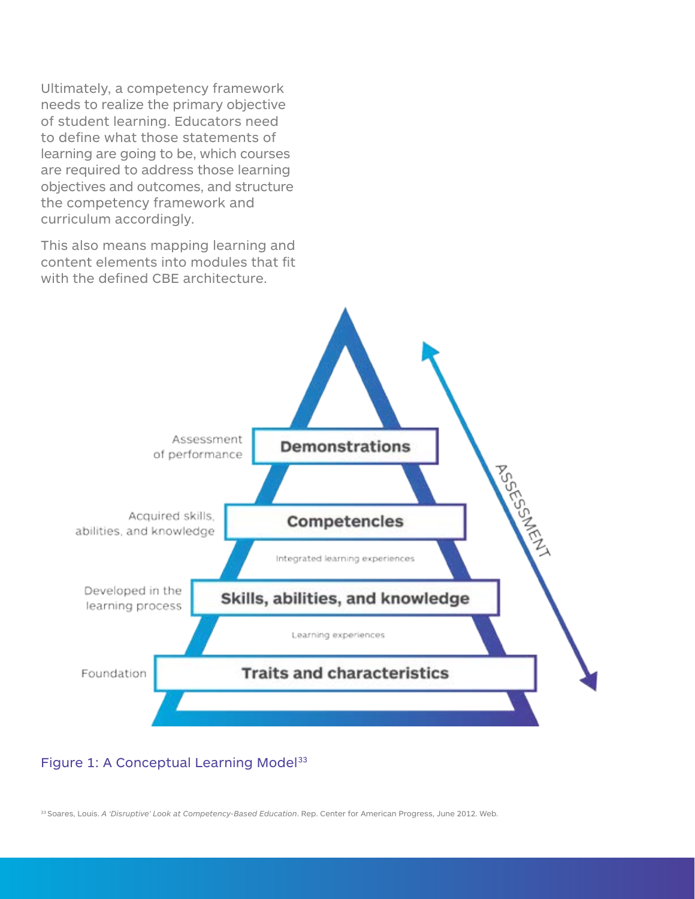Ultimately, a competency framework needs to realize the primary objective of student learning. Educators need to define what those statements of learning are going to be, which courses are required to address those learning objectives and outcomes, and structure the competency framework and curriculum accordingly.

This also means mapping learning and content elements into modules that fit with the defined CBE architecture.

| | |
|---|---|
| Assessment of performance | **Demonstrations** |
| Acquired skills, abilities, and knowledge | **Competencies** |
| | Integrated learning experiences |
| Developed in the learning process | **Skills, abilities, and knowledge** |
| | Learning experiences |
| Foundation | **Traits and characteristics** |

ASSESSMENT

Figure 1: A Conceptual Learning Model[33]

[33] Soares, Louis. *A 'Disruptive' Look at Competency-Based Education*. Rep. Center for American Progress, June 2012. Web.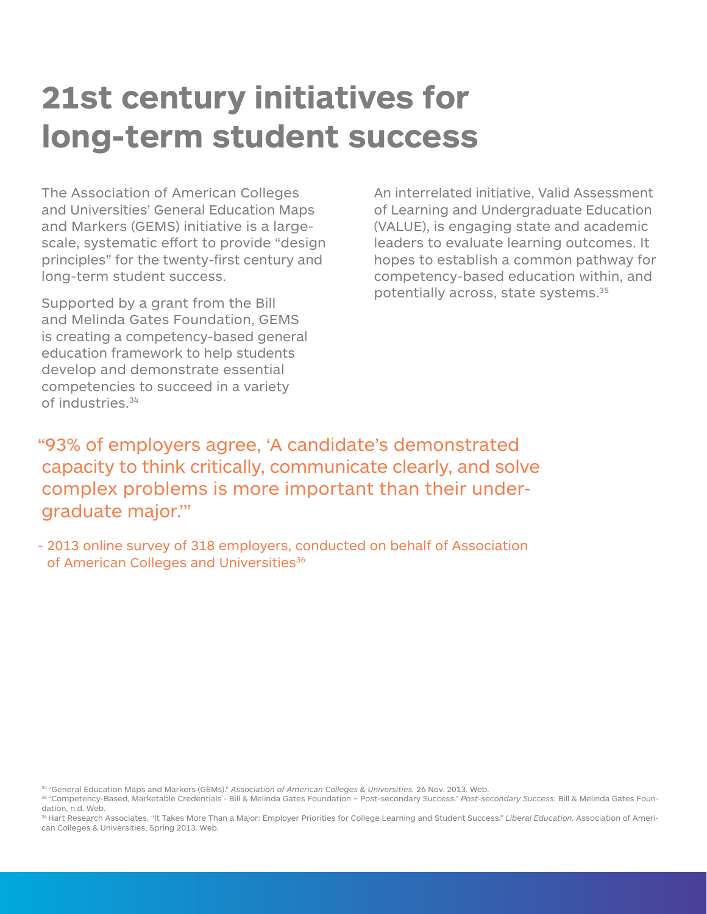# 21st century initiatives for long-term student success

The Association of American Colleges and Universities' General Education Maps and Markers (GEMS) initiative is a large-scale, systematic effort to provide "design principles" for the twenty-first century and long-term student success.

Supported by a grant from the Bill and Melinda Gates Foundation, GEMS is creating a competency-based general education framework to help students develop and demonstrate essential competencies to succeed in a variety of industries.[34]

An interrelated initiative, Valid Assessment of Learning and Undergraduate Education (VALUE), is engaging state and academic leaders to evaluate learning outcomes. It hopes to establish a common pathway for competency-based education within, and potentially across, state systems.[35]

"93% of employers agree, 'A candidate's demonstrated capacity to think critically, communicate clearly, and solve complex problems is more important than their undergraduate major.'"

- 2013 online survey of 318 employers, conducted on behalf of Association of American Colleges and Universities[36]

[34] "General Education Maps and Markers (GEMs)." *Association of American Colleges & Universities.* 26 Nov. 2013. Web.

[35] "Competency-Based, Marketable Credentials - Bill & Melinda Gates Foundation – Post-secondary Success." *Post-secondary Success.* Bill & Melinda Gates Foundation, n.d. Web.

[36] Hart Research Associates. "It Takes More Than a Major: Employer Priorities for College Learning and Student Success." *Liberal Education.* Association of American Colleges & Universities, Spring 2013. Web.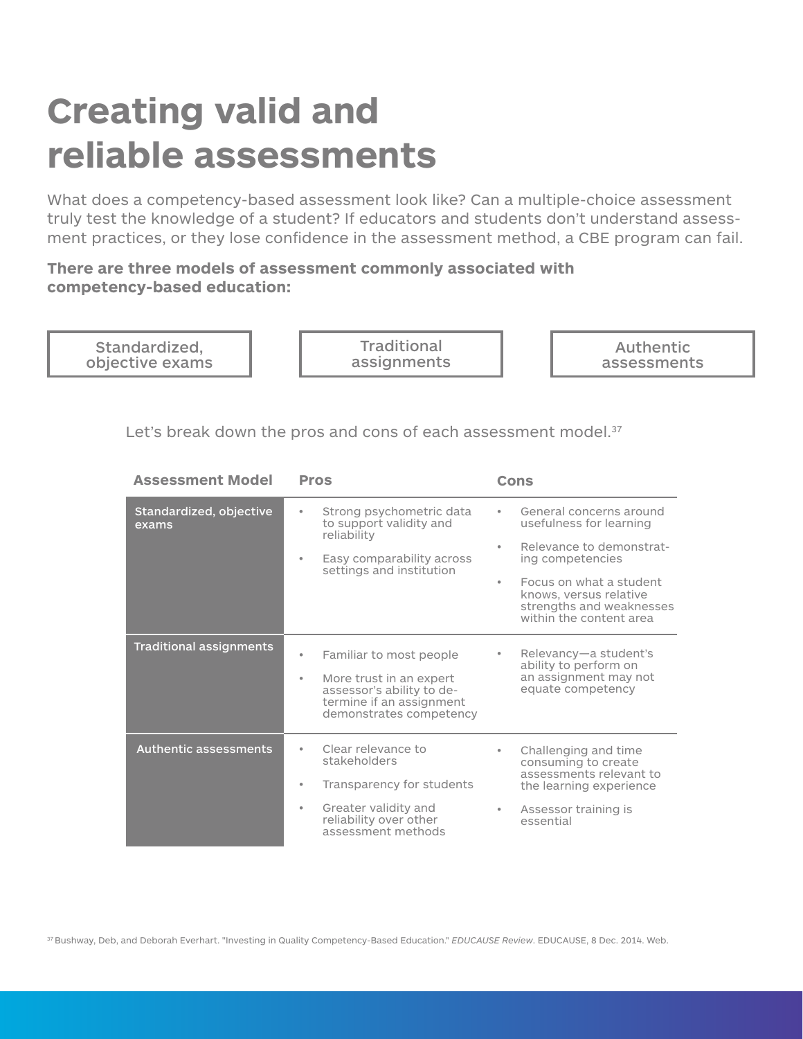# Creating valid and reliable assessments

What does a competency-based assessment look like? Can a multiple-choice assessment truly test the knowledge of a student? If educators and students don't understand assessment practices, or they lose confidence in the assessment method, a CBE program can fail.

**There are three models of assessment commonly associated with competency-based education:**

- Standardized, objective exams
- Traditional assignments
- Authentic assessments

Let's break down the pros and cons of each assessment model.[37]

| Assessment Model | Pros | Cons |
| --- | --- | --- |
| Standardized, objective exams | • Strong psychometric data to support validity and reliability<br>• Easy comparability across settings and institution | • General concerns around usefulness for learning<br>• Relevance to demonstrating competencies<br>• Focus on what a student knows, versus relative strengths and weaknesses within the content area |
| Traditional assignments | • Familiar to most people<br>• More trust in an expert assessor's ability to determine if an assignment demonstrates competency | • Relevancy—a student's ability to perform on an assignment may not equate competency |
| Authentic assessments | • Clear relevance to stakeholders<br>• Transparency for students<br>• Greater validity and reliability over other assessment methods | • Challenging and time consuming to create assessments relevant to the learning experience<br>• Assessor training is essential |

[37] Bushway, Deb, and Deborah Everhart. "Investing in Quality Competency-Based Education." *EDUCAUSE Review*. EDUCAUSE, 8 Dec. 2014. Web.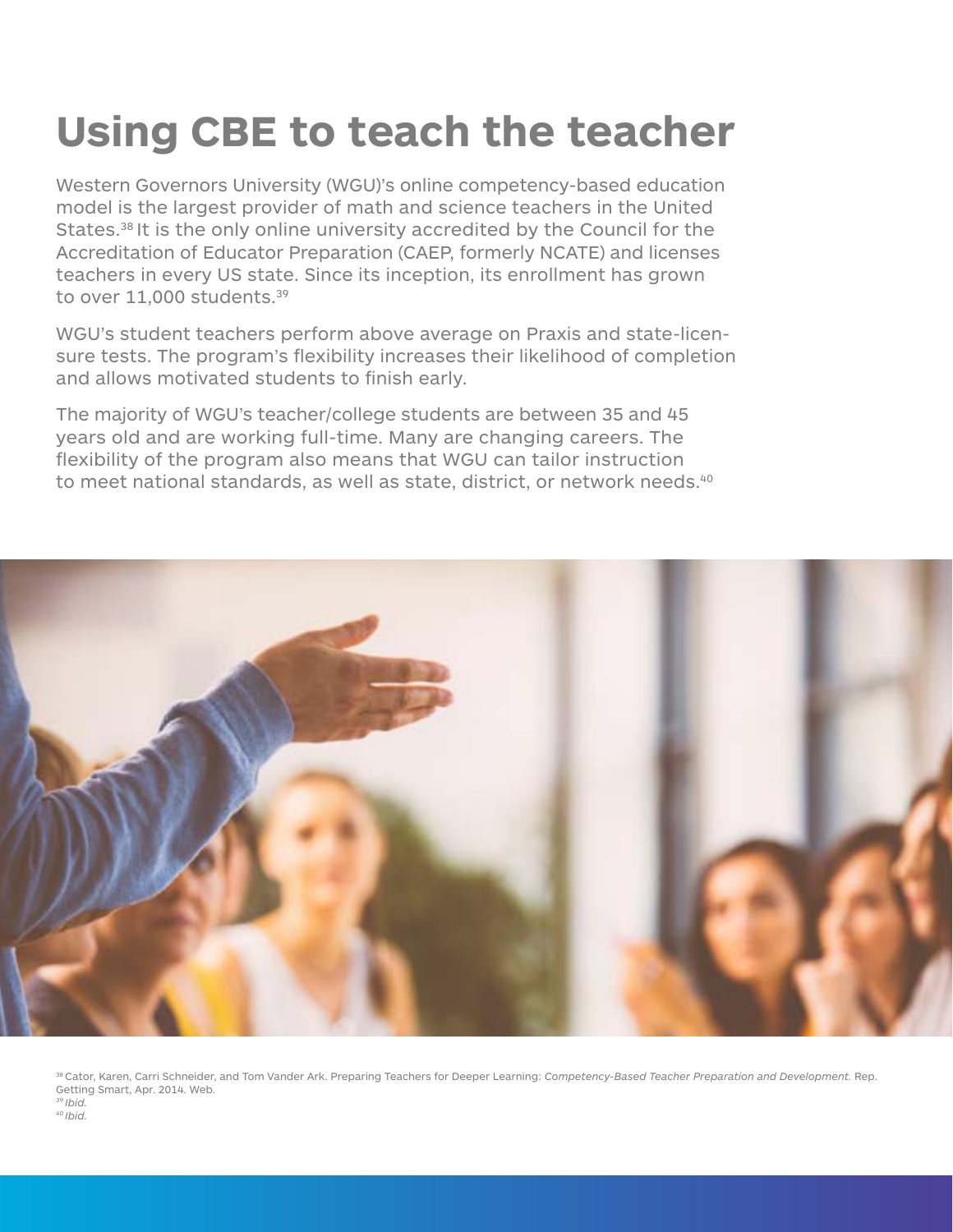# Using CBE to teach the teacher

Western Governors University (WGU)'s online competency-based education model is the largest provider of math and science teachers in the United States.[38] It is the only online university accredited by the Council for the Accreditation of Educator Preparation (CAEP, formerly NCATE) and licenses teachers in every US state. Since its inception, its enrollment has grown to over 11,000 students.[39]

WGU's student teachers perform above average on Praxis and state-licensure tests. The program's flexibility increases their likelihood of completion and allows motivated students to finish early.

The majority of WGU's teacher/college students are between 35 and 45 years old and are working full-time. Many are changing careers. The flexibility of the program also means that WGU can tailor instruction to meet national standards, as well as state, district, or network needs.[40]

[38] Cator, Karen, Carri Schneider, and Tom Vander Ark. Preparing Teachers for Deeper Learning: *Competency-Based Teacher Preparation and Development.* Rep. Getting Smart, Apr. 2014. Web.

[39] *Ibid.*

[40] *Ibid.*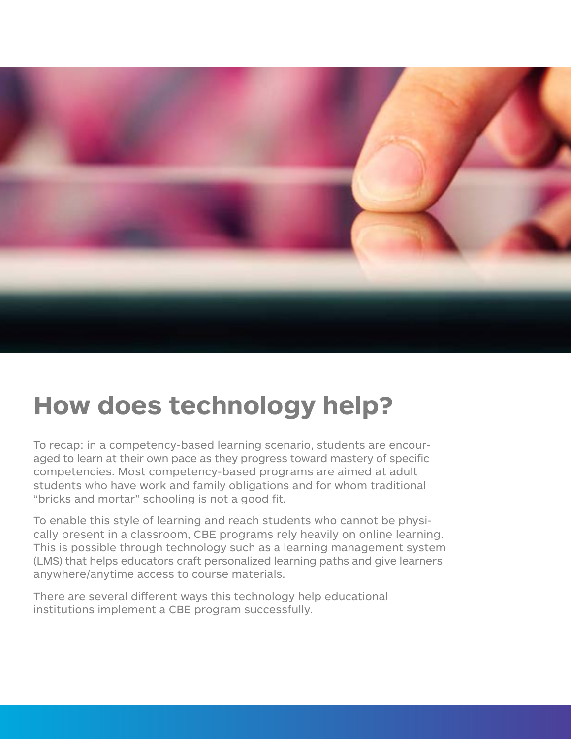# How does technology help?

To recap: in a competency-based learning scenario, students are encouraged to learn at their own pace as they progress toward mastery of specific competencies. Most competency-based programs are aimed at adult students who have work and family obligations and for whom traditional "bricks and mortar" schooling is not a good fit.

To enable this style of learning and reach students who cannot be physically present in a classroom, CBE programs rely heavily on online learning. This is possible through technology such as a learning management system (LMS) that helps educators craft personalized learning paths and give learners anywhere/anytime access to course materials.

There are several different ways this technology help educational institutions implement a CBE program successfully.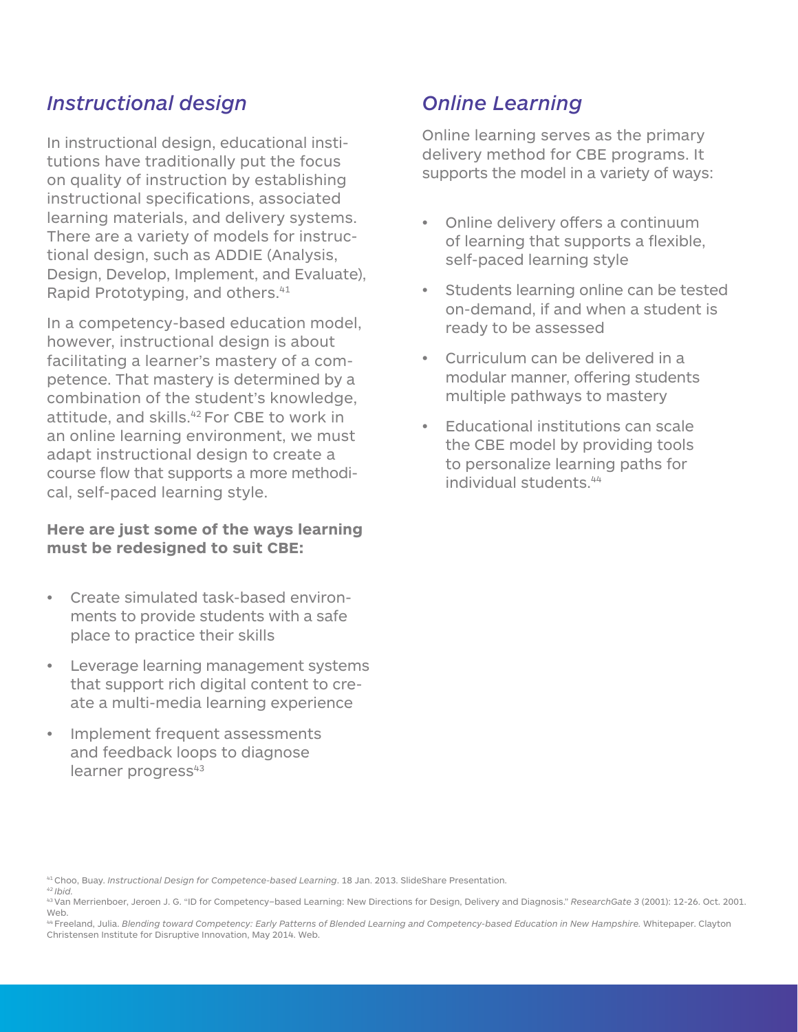## *Instructional design*

In instructional design, educational institutions have traditionally put the focus on quality of instruction by establishing instructional specifications, associated learning materials, and delivery systems. There are a variety of models for instructional design, such as ADDIE (Analysis, Design, Develop, Implement, and Evaluate), Rapid Prototyping, and others.[41]

In a competency-based education model, however, instructional design is about facilitating a learner's mastery of a competence. That mastery is determined by a combination of the student's knowledge, attitude, and skills.[42] For CBE to work in an online learning environment, we must adapt instructional design to create a course flow that supports a more methodical, self-paced learning style.

**Here are just some of the ways learning must be redesigned to suit CBE:**

- Create simulated task-based environments to provide students with a safe place to practice their skills
- Leverage learning management systems that support rich digital content to create a multi-media learning experience
- Implement frequent assessments and feedback loops to diagnose learner progress[43]

## *Online Learning*

Online learning serves as the primary delivery method for CBE programs. It supports the model in a variety of ways:

- Online delivery offers a continuum of learning that supports a flexible, self-paced learning style
- Students learning online can be tested on-demand, if and when a student is ready to be assessed
- Curriculum can be delivered in a modular manner, offering students multiple pathways to mastery
- Educational institutions can scale the CBE model by providing tools to personalize learning paths for individual students.[44]

[41] Choo, Buay. *Instructional Design for Competence-based Learning*. 18 Jan. 2013. SlideShare Presentation.
[42] *Ibid.*
[43] Van Merrienboer, Jeroen J. G. "ID for Competency–based Learning: New Directions for Design, Delivery and Diagnosis." *ResearchGate 3* (2001): 12-26. Oct. 2001. Web.
[44] Freeland, Julia. *Blending toward Competency: Early Patterns of Blended Learning and Competency-based Education in New Hampshire.* Whitepaper. Clayton Christensen Institute for Disruptive Innovation, May 2014. Web.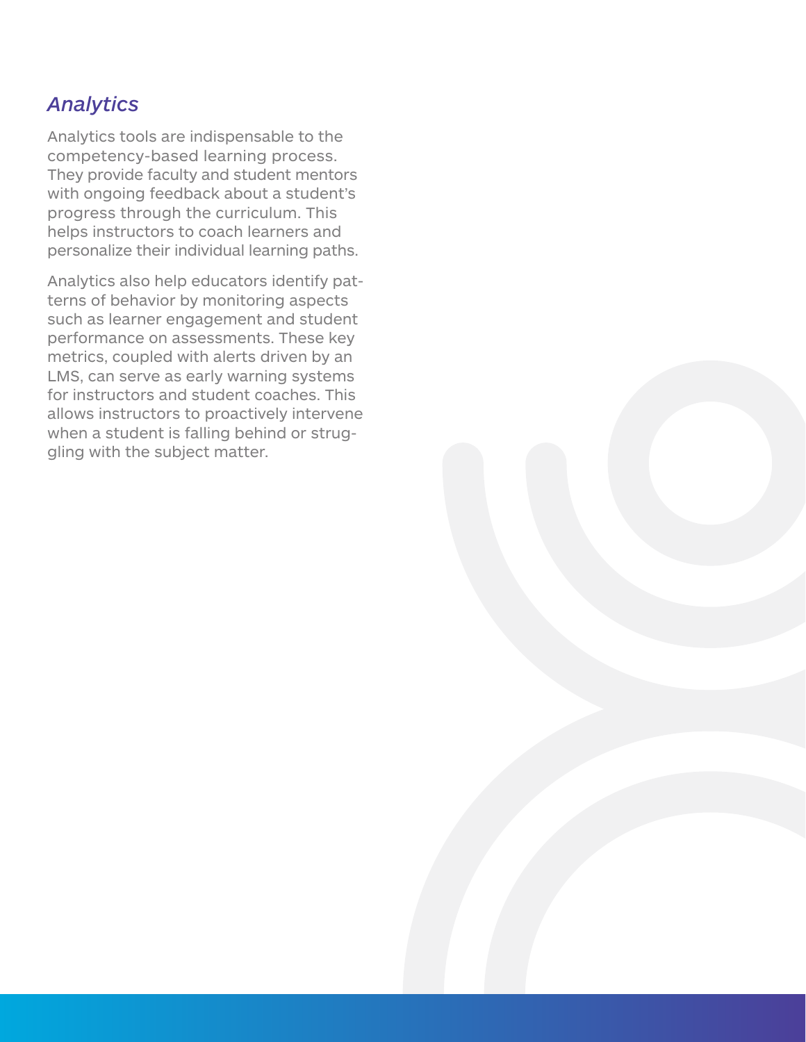## *Analytics*

Analytics tools are indispensable to the competency-based learning process. They provide faculty and student mentors with ongoing feedback about a student's progress through the curriculum. This helps instructors to coach learners and personalize their individual learning paths.

Analytics also help educators identify patterns of behavior by monitoring aspects such as learner engagement and student performance on assessments. These key metrics, coupled with alerts driven by an LMS, can serve as early warning systems for instructors and student coaches. This allows instructors to proactively intervene when a student is falling behind or struggling with the subject matter.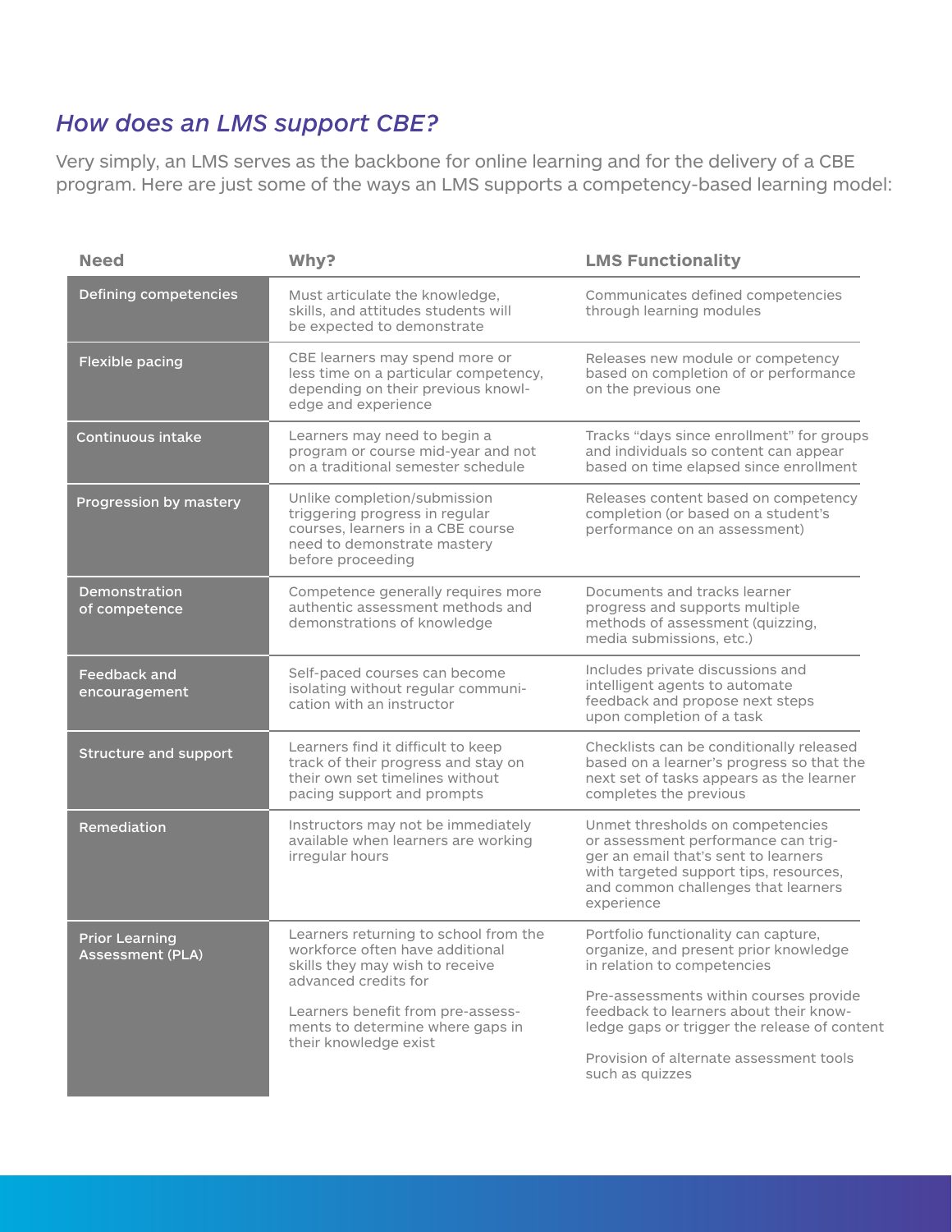## *How does an LMS support CBE?*

Very simply, an LMS serves as the backbone for online learning and for the delivery of a CBE program. Here are just some of the ways an LMS supports a competency-based learning model:

| Need | Why? | LMS Functionality |
|---|---|---|
| Defining competencies | Must articulate the knowledge, skills, and attitudes students will be expected to demonstrate | Communicates defined competencies through learning modules |
| Flexible pacing | CBE learners may spend more or less time on a particular competency, depending on their previous knowledge and experience | Releases new module or competency based on completion of or performance on the previous one |
| Continuous intake | Learners may need to begin a program or course mid-year and not on a traditional semester schedule | Tracks "days since enrollment" for groups and individuals so content can appear based on time elapsed since enrollment |
| Progression by mastery | Unlike completion/submission triggering progress in regular courses, learners in a CBE course need to demonstrate mastery before proceeding | Releases content based on competency completion (or based on a student's performance on an assessment) |
| Demonstration of competence | Competence generally requires more authentic assessment methods and demonstrations of knowledge | Documents and tracks learner progress and supports multiple methods of assessment (quizzing, media submissions, etc.) |
| Feedback and encouragement | Self-paced courses can become isolating without regular communication with an instructor | Includes private discussions and intelligent agents to automate feedback and propose next steps upon completion of a task |
| Structure and support | Learners find it difficult to keep track of their progress and stay on their own set timelines without pacing support and prompts | Checklists can be conditionally released based on a learner's progress so that the next set of tasks appears as the learner completes the previous |
| Remediation | Instructors may not be immediately available when learners are working irregular hours | Unmet thresholds on competencies or assessment performance can trigger an email that's sent to learners with targeted support tips, resources, and common challenges that learners experience |
| Prior Learning Assessment (PLA) | Learners returning to school from the workforce often have additional skills they may wish to receive advanced credits for<br><br>Learners benefit from pre-assessments to determine where gaps in their knowledge exist | Portfolio functionality can capture, organize, and present prior knowledge in relation to competencies<br><br>Pre-assessments within courses provide feedback to learners about their knowledge gaps or trigger the release of content<br><br>Provision of alternate assessment tools such as quizzes |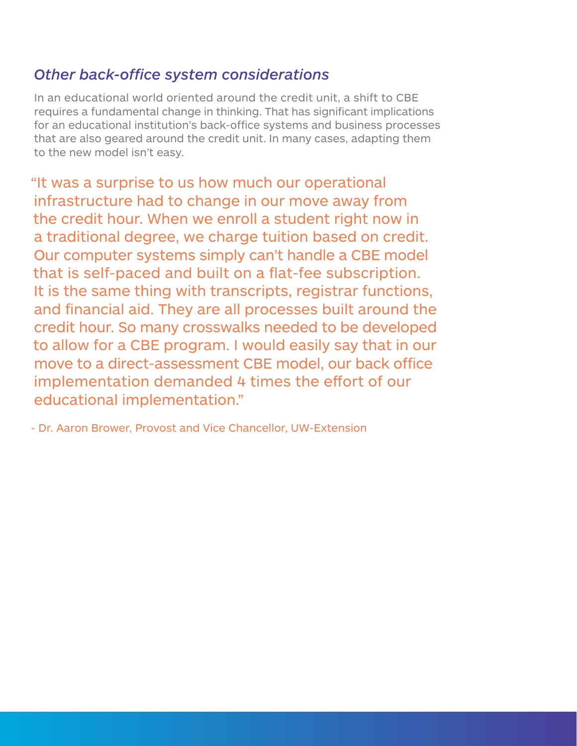### *Other back-office system considerations*

In an educational world oriented around the credit unit, a shift to CBE requires a fundamental change in thinking. That has significant implications for an educational institution's back-office systems and business processes that are also geared around the credit unit. In many cases, adapting them to the new model isn't easy.

> "It was a surprise to us how much our operational infrastructure had to change in our move away from the credit hour. When we enroll a student right now in a traditional degree, we charge tuition based on credit. Our computer systems simply can't handle a CBE model that is self-paced and built on a flat-fee subscription. It is the same thing with transcripts, registrar functions, and financial aid. They are all processes built around the credit hour. So many crosswalks needed to be developed to allow for a CBE program. I would easily say that in our move to a direct-assessment CBE model, our back office implementation demanded 4 times the effort of our educational implementation."
>
> \- Dr. Aaron Brower, Provost and Vice Chancellor, UW-Extension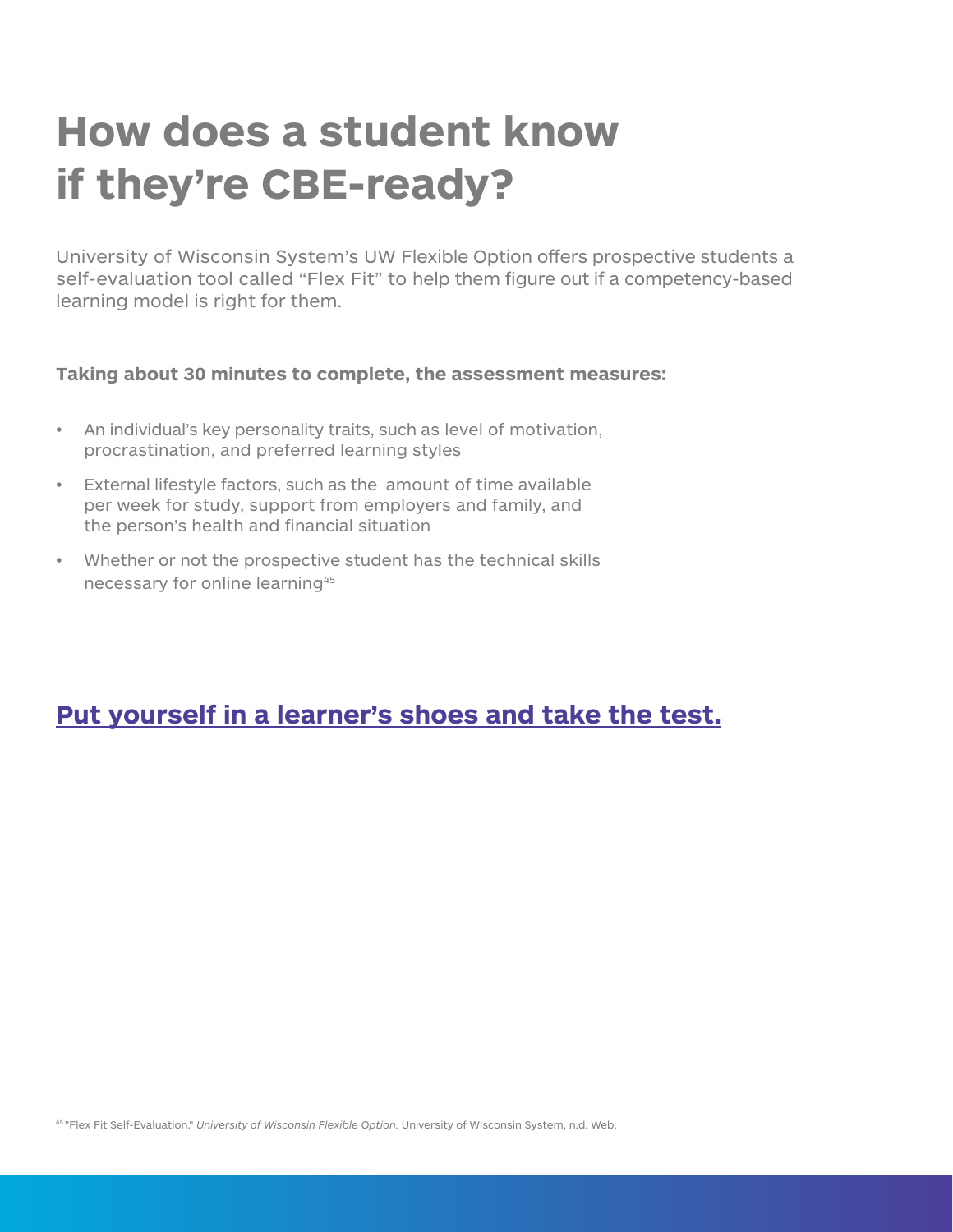# How does a student know if they're CBE-ready?

University of Wisconsin System's UW Flexible Option offers prospective students a self-evaluation tool called "Flex Fit" to help them figure out if a competency-based learning model is right for them.

**Taking about 30 minutes to complete, the assessment measures:**

- An individual's key personality traits, such as level of motivation, procrastination, and preferred learning styles
- External lifestyle factors, such as the amount of time available per week for study, support from employers and family, and the person's health and financial situation
- Whether or not the prospective student has the technical skills necessary for online learning[45]

## Put yourself in a learner's shoes and take the test.

[45] "Flex Fit Self-Evaluation." *University of Wisconsin Flexible Option.* University of Wisconsin System, n.d. Web.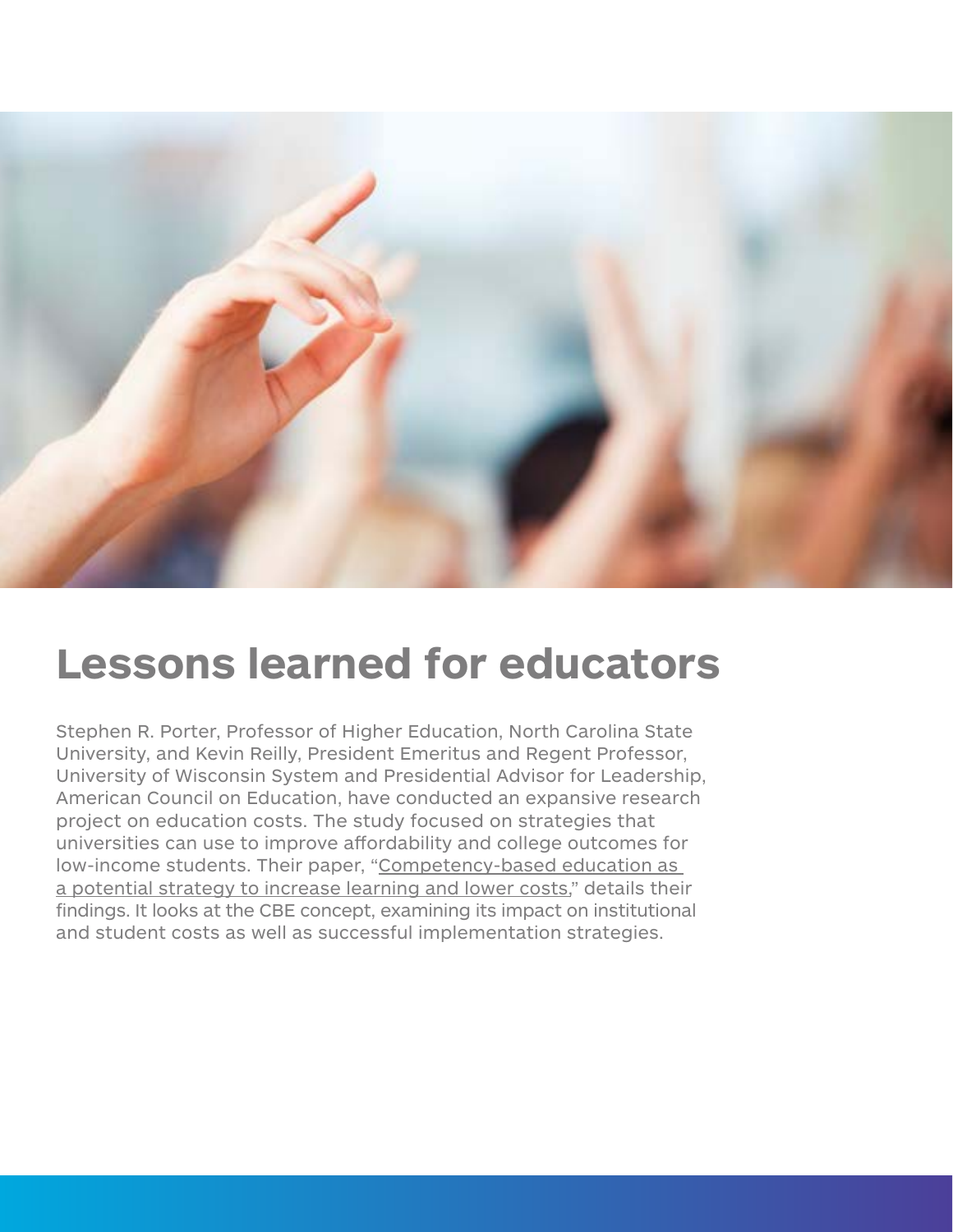# Lessons learned for educators

Stephen R. Porter, Professor of Higher Education, North Carolina State University, and Kevin Reilly, President Emeritus and Regent Professor, University of Wisconsin System and Presidential Advisor for Leadership, American Council on Education, have conducted an expansive research project on education costs. The study focused on strategies that universities can use to improve affordability and college outcomes for low-income students. Their paper, "Competency-based education as a potential strategy to increase learning and lower costs," details their findings. It looks at the CBE concept, examining its impact on institutional and student costs as well as successful implementation strategies.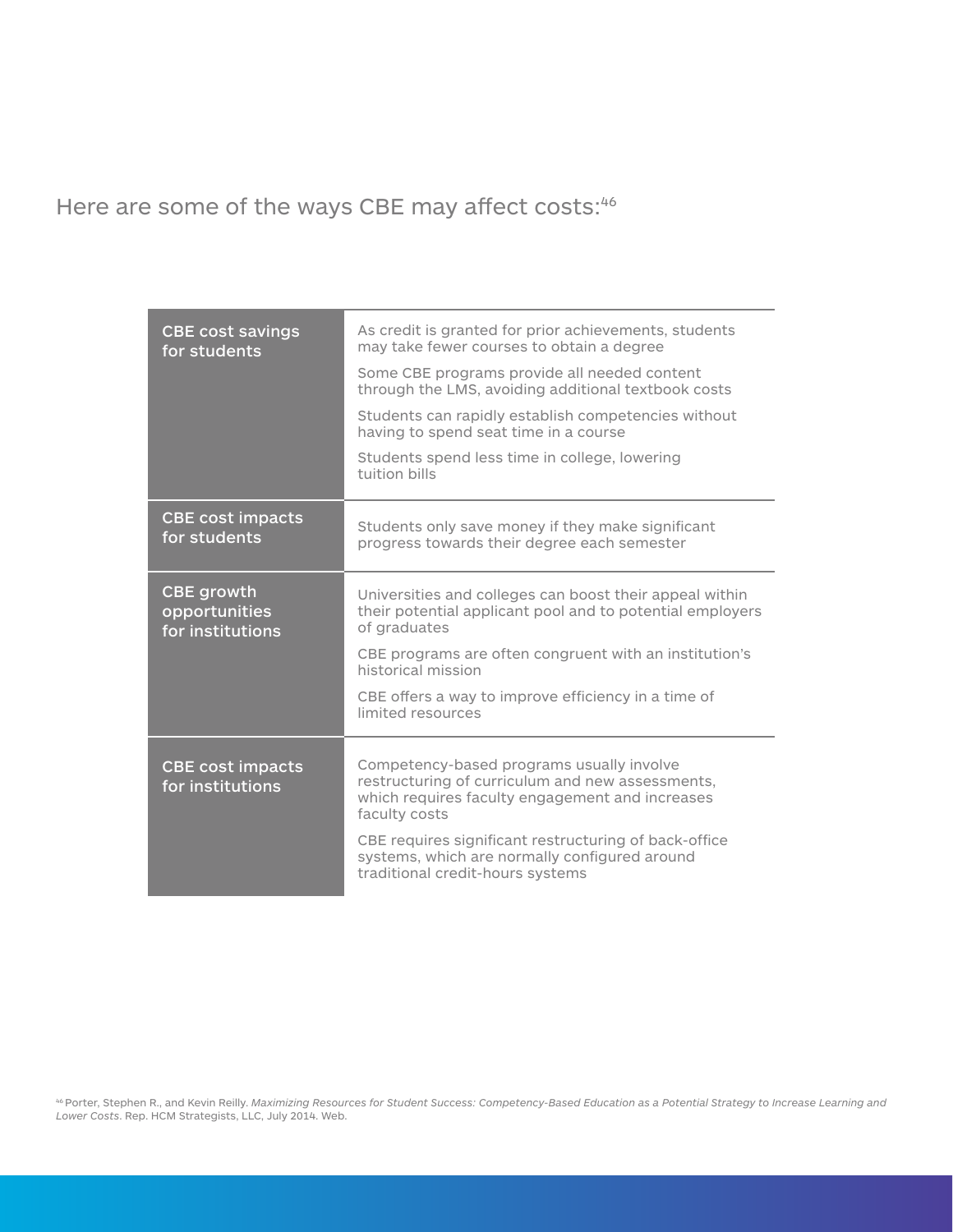Here are some of the ways CBE may affect costs:[46]

| Category | Description |
| --- | --- |
| **CBE cost savings for students** | As credit is granted for prior achievements, students may take fewer courses to obtain a degree<br>Some CBE programs provide all needed content through the LMS, avoiding additional textbook costs<br>Students can rapidly establish competencies without having to spend seat time in a course<br>Students spend less time in college, lowering tuition bills |
| **CBE cost impacts for students** | Students only save money if they make significant progress towards their degree each semester |
| **CBE growth opportunities for institutions** | Universities and colleges can boost their appeal within their potential applicant pool and to potential employers of graduates<br>CBE programs are often congruent with an institution's historical mission<br>CBE offers a way to improve efficiency in a time of limited resources |
| **CBE cost impacts for institutions** | Competency-based programs usually involve restructuring of curriculum and new assessments, which requires faculty engagement and increases faculty costs<br>CBE requires significant restructuring of back-office systems, which are normally configured around traditional credit-hours systems |

[46] Porter, Stephen R., and Kevin Reilly. *Maximizing Resources for Student Success: Competency-Based Education as a Potential Strategy to Increase Learning and Lower Costs*. Rep. HCM Strategists, LLC, July 2014. Web.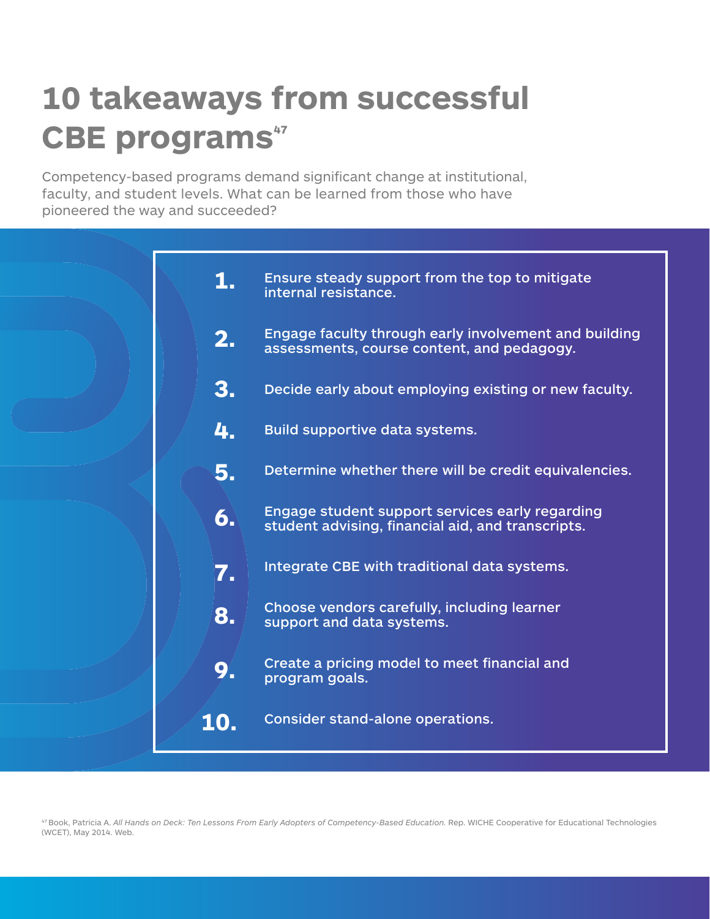# 10 takeaways from successful CBE programs[47]

Competency-based programs demand significant change at institutional, faculty, and student levels. What can be learned from those who have pioneered the way and succeeded?

1. Ensure steady support from the top to mitigate internal resistance.
2. Engage faculty through early involvement and building assessments, course content, and pedagogy.
3. Decide early about employing existing or new faculty.
4. Build supportive data systems.
5. Determine whether there will be credit equivalencies.
6. Engage student support services early regarding student advising, financial aid, and transcripts.
7. Integrate CBE with traditional data systems.
8. Choose vendors carefully, including learner support and data systems.
9. Create a pricing model to meet financial and program goals.
10. Consider stand-alone operations.

[47] Book, Patricia A. *All Hands on Deck: Ten Lessons From Early Adopters of Competency-Based Education.* Rep. WICHE Cooperative for Educational Technologies (WCET), May 2014. Web.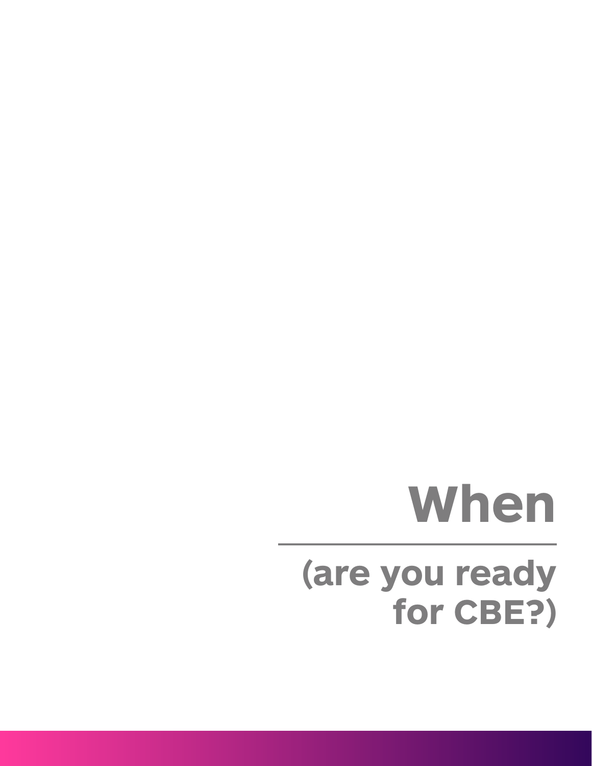# When

## (are you ready for CBE?)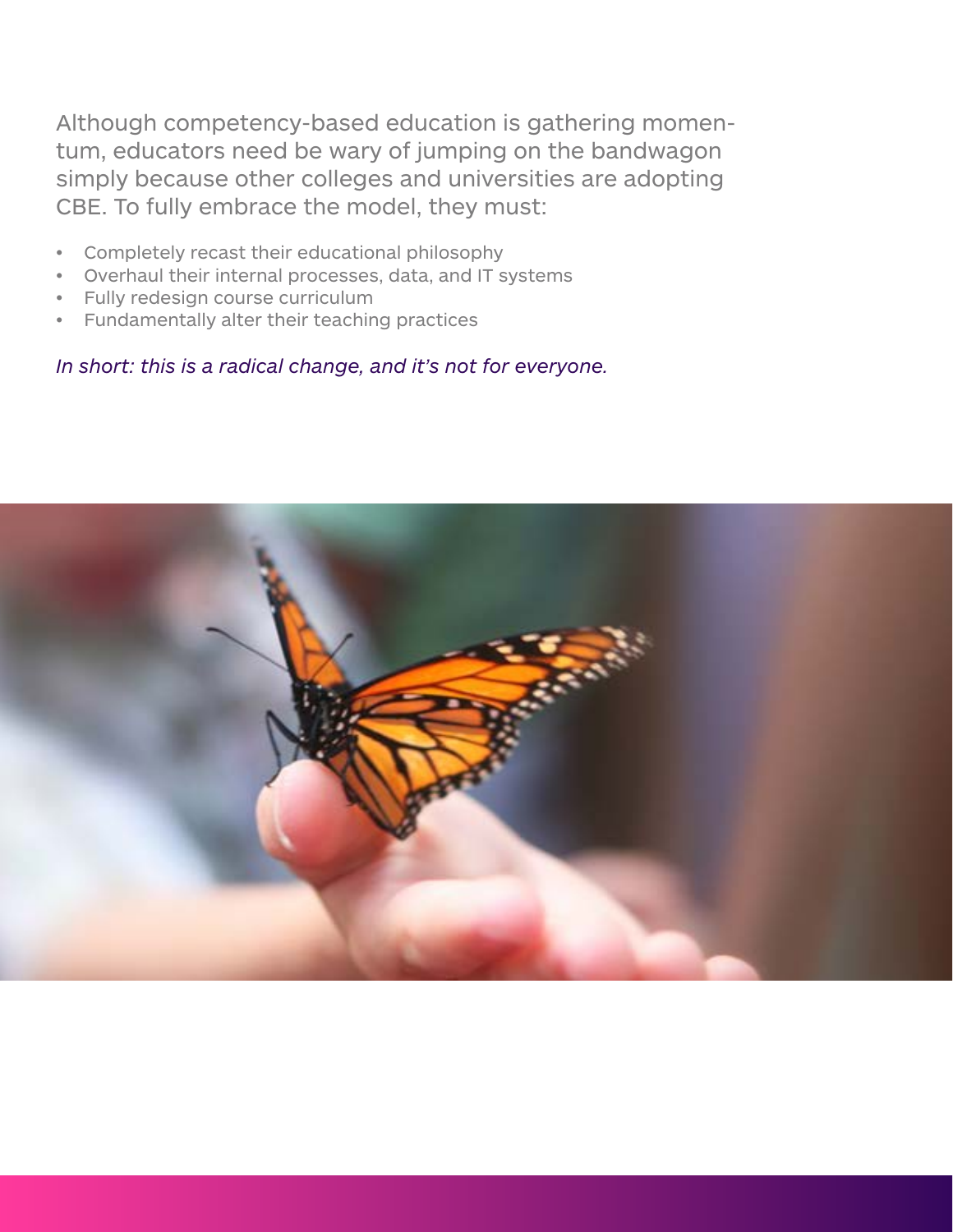Although competency-based education is gathering momentum, educators need be wary of jumping on the bandwagon simply because other colleges and universities are adopting CBE. To fully embrace the model, they must:

- Completely recast their educational philosophy
- Overhaul their internal processes, data, and IT systems
- Fully redesign course curriculum
- Fundamentally alter their teaching practices

*In short: this is a radical change, and it's not for everyone.*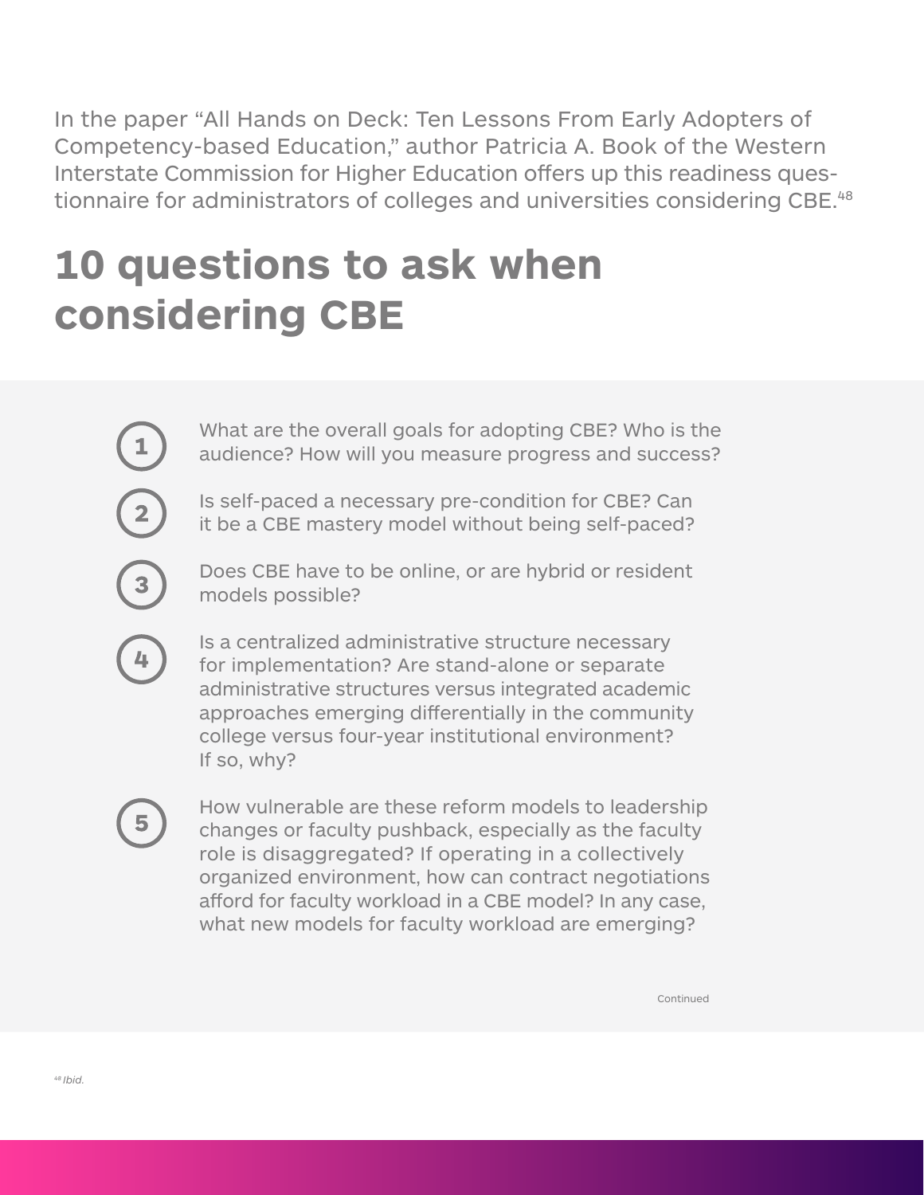In the paper “All Hands on Deck: Ten Lessons From Early Adopters of Competency-based Education,” author Patricia A. Book of the Western Interstate Commission for Higher Education offers up this readiness questionnaire for administrators of colleges and universities considering CBE.[48]

# 10 questions to ask when considering CBE

1. What are the overall goals for adopting CBE? Who is the audience? How will you measure progress and success?

2. Is self-paced a necessary pre-condition for CBE? Can it be a CBE mastery model without being self-paced?

3. Does CBE have to be online, or are hybrid or resident models possible?

4. Is a centralized administrative structure necessary for implementation? Are stand-alone or separate administrative structures versus integrated academic approaches emerging differentially in the community college versus four-year institutional environment? If so, why?

5. How vulnerable are these reform models to leadership changes or faculty pushback, especially as the faculty role is disaggregated? If operating in a collectively organized environment, how can contract negotiations afford for faculty workload in a CBE model? In any case, what new models for faculty workload are emerging?

Continued

[48] *Ibid.*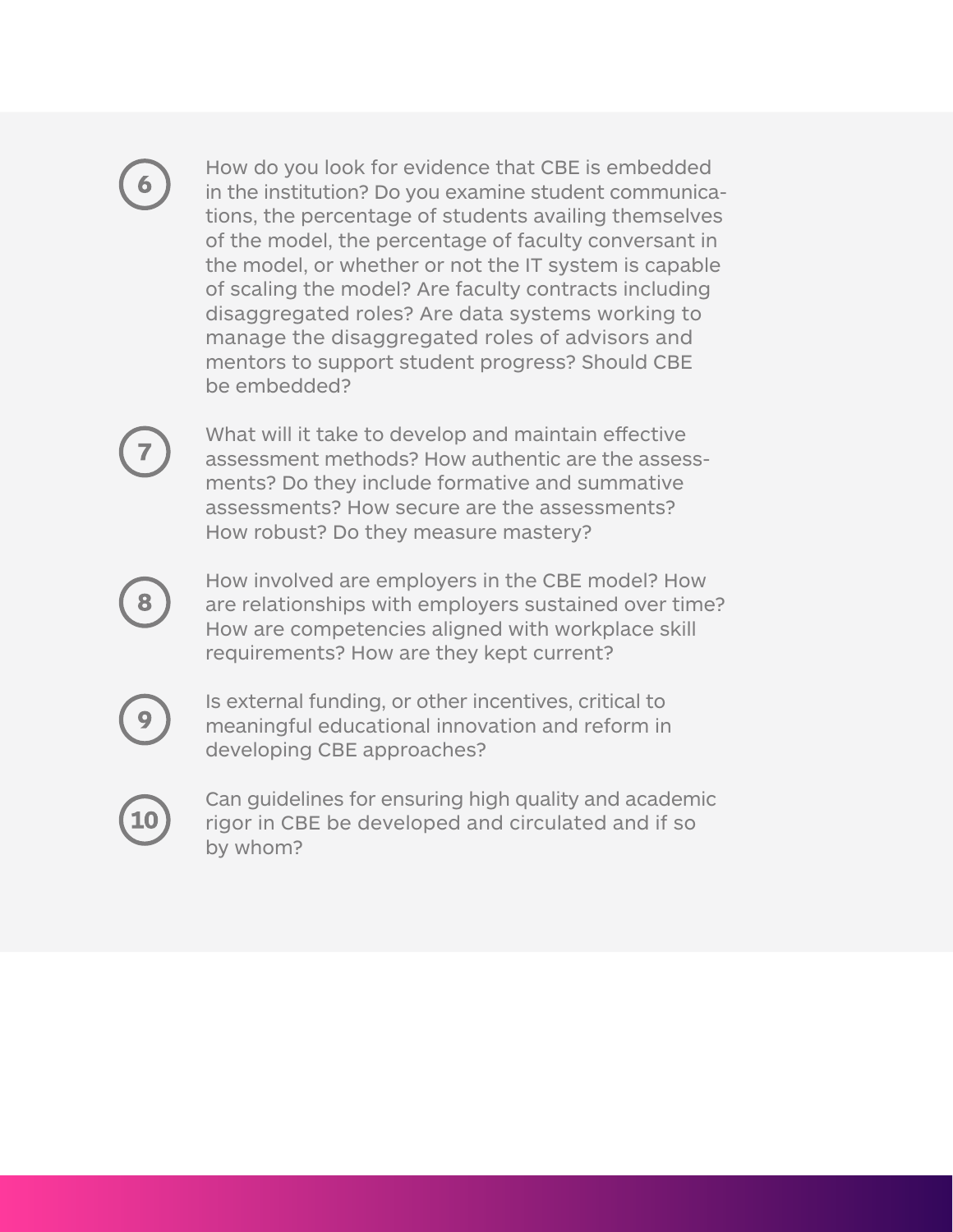6. How do you look for evidence that CBE is embedded in the institution? Do you examine student communications, the percentage of students availing themselves of the model, the percentage of faculty conversant in the model, or whether or not the IT system is capable of scaling the model? Are faculty contracts including disaggregated roles? Are data systems working to manage the disaggregated roles of advisors and mentors to support student progress? Should CBE be embedded?

7. What will it take to develop and maintain effective assessment methods? How authentic are the assessments? Do they include formative and summative assessments? How secure are the assessments? How robust? Do they measure mastery?

8. How involved are employers in the CBE model? How are relationships with employers sustained over time? How are competencies aligned with workplace skill requirements? How are they kept current?

9. Is external funding, or other incentives, critical to meaningful educational innovation and reform in developing CBE approaches?

10. Can guidelines for ensuring high quality and academic rigor in CBE be developed and circulated and if so by whom?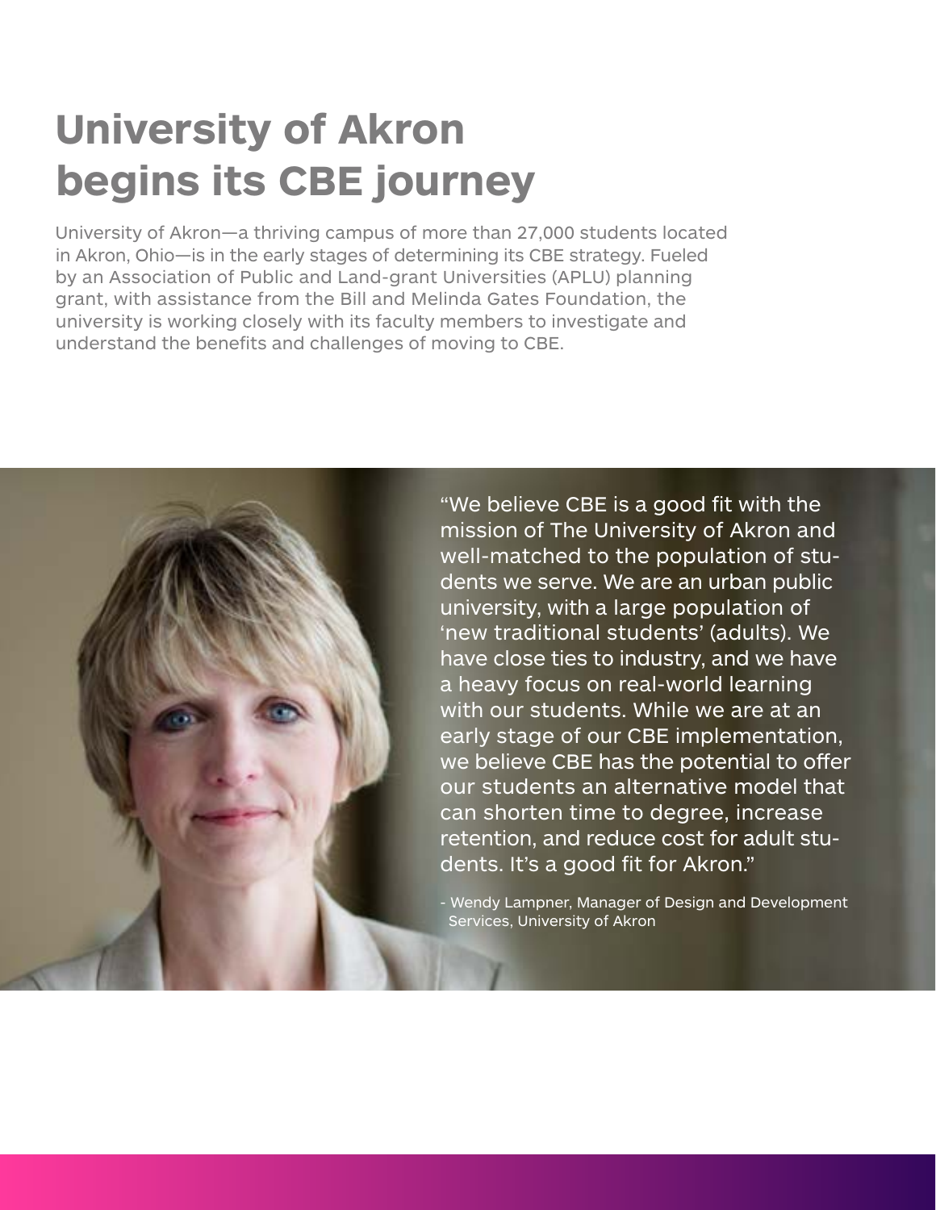# University of Akron begins its CBE journey

University of Akron—a thriving campus of more than 27,000 students located in Akron, Ohio—is in the early stages of determining its CBE strategy. Fueled by an Association of Public and Land-grant Universities (APLU) planning grant, with assistance from the Bill and Melinda Gates Foundation, the university is working closely with its faculty members to investigate and understand the benefits and challenges of moving to CBE.

"We believe CBE is a good fit with the mission of The University of Akron and well-matched to the population of students we serve. We are an urban public university, with a large population of 'new traditional students' (adults). We have close ties to industry, and we have a heavy focus on real-world learning with our students. While we are at an early stage of our CBE implementation, we believe CBE has the potential to offer our students an alternative model that can shorten time to degree, increase retention, and reduce cost for adult students. It's a good fit for Akron."

\- Wendy Lampner, Manager of Design and Development Services, University of Akron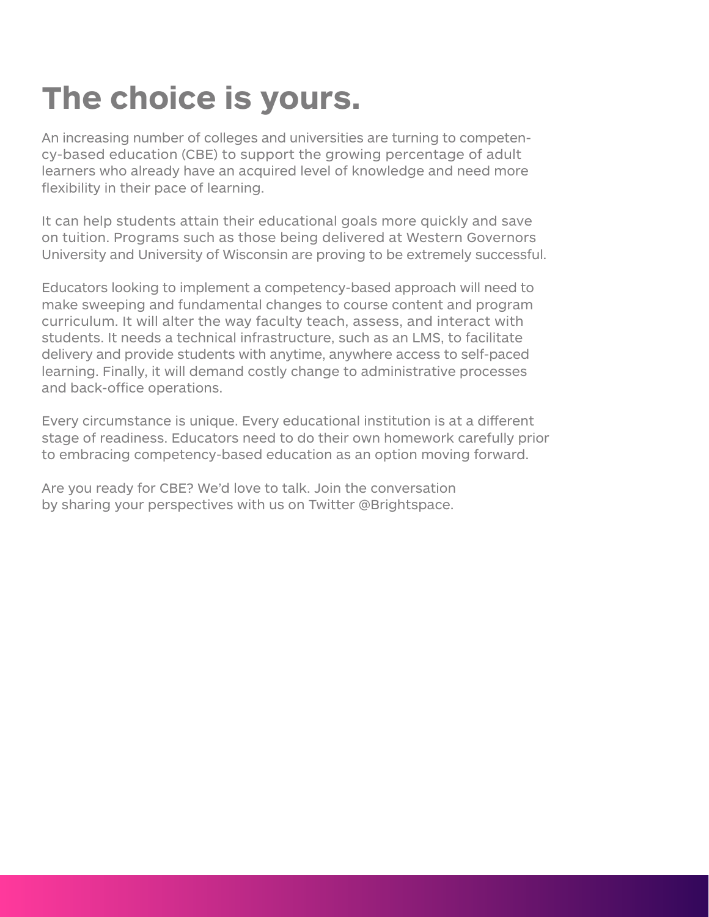# The choice is yours.

An increasing number of colleges and universities are turning to competency-based education (CBE) to support the growing percentage of adult learners who already have an acquired level of knowledge and need more flexibility in their pace of learning.

It can help students attain their educational goals more quickly and save on tuition. Programs such as those being delivered at Western Governors University and University of Wisconsin are proving to be extremely successful.

Educators looking to implement a competency-based approach will need to make sweeping and fundamental changes to course content and program curriculum. It will alter the way faculty teach, assess, and interact with students. It needs a technical infrastructure, such as an LMS, to facilitate delivery and provide students with anytime, anywhere access to self-paced learning. Finally, it will demand costly change to administrative processes and back-office operations.

Every circumstance is unique. Every educational institution is at a different stage of readiness. Educators need to do their own homework carefully prior to embracing competency-based education as an option moving forward.

Are you ready for CBE? We'd love to talk. Join the conversation by sharing your perspectives with us on Twitter @Brightspace.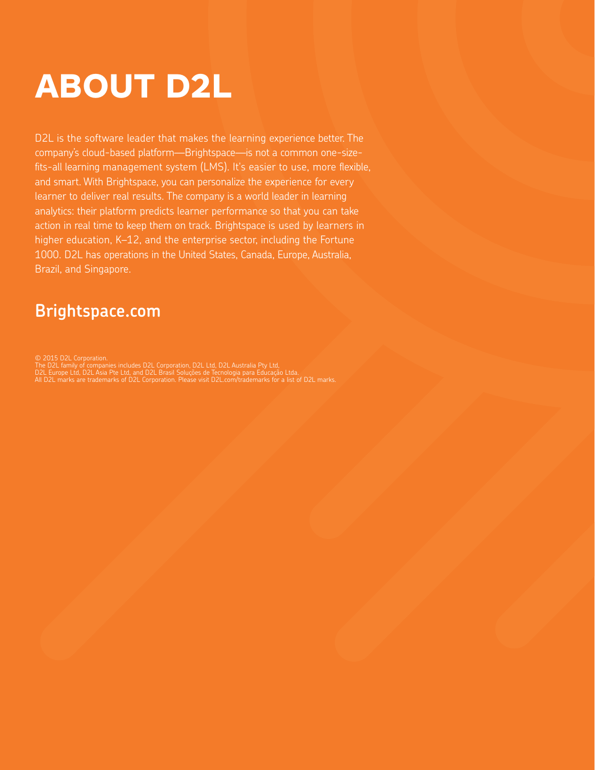# ABOUT D2L

D2L is the software leader that makes the learning experience better. The company's cloud-based platform—Brightspace—is not a common one-size-fits-all learning management system (LMS). It's easier to use, more flexible, and smart. With Brightspace, you can personalize the experience for every learner to deliver real results. The company is a world leader in learning analytics: their platform predicts learner performance so that you can take action in real time to keep them on track. Brightspace is used by learners in higher education, K–12, and the enterprise sector, including the Fortune 1000. D2L has operations in the United States, Canada, Europe, Australia, Brazil, and Singapore.

## Brightspace.com

© 2015 D2L Corporation.
The D2L family of companies includes D2L Corporation, D2L Ltd, D2L Australia Pty Ltd, D2L Europe Ltd, D2L Asia Pte Ltd, and D2L Brasil Soluções de Tecnologia para Educação Ltda.
All D2L marks are trademarks of D2L Corporation. Please visit D2L.com/trademarks for a list of D2L marks.